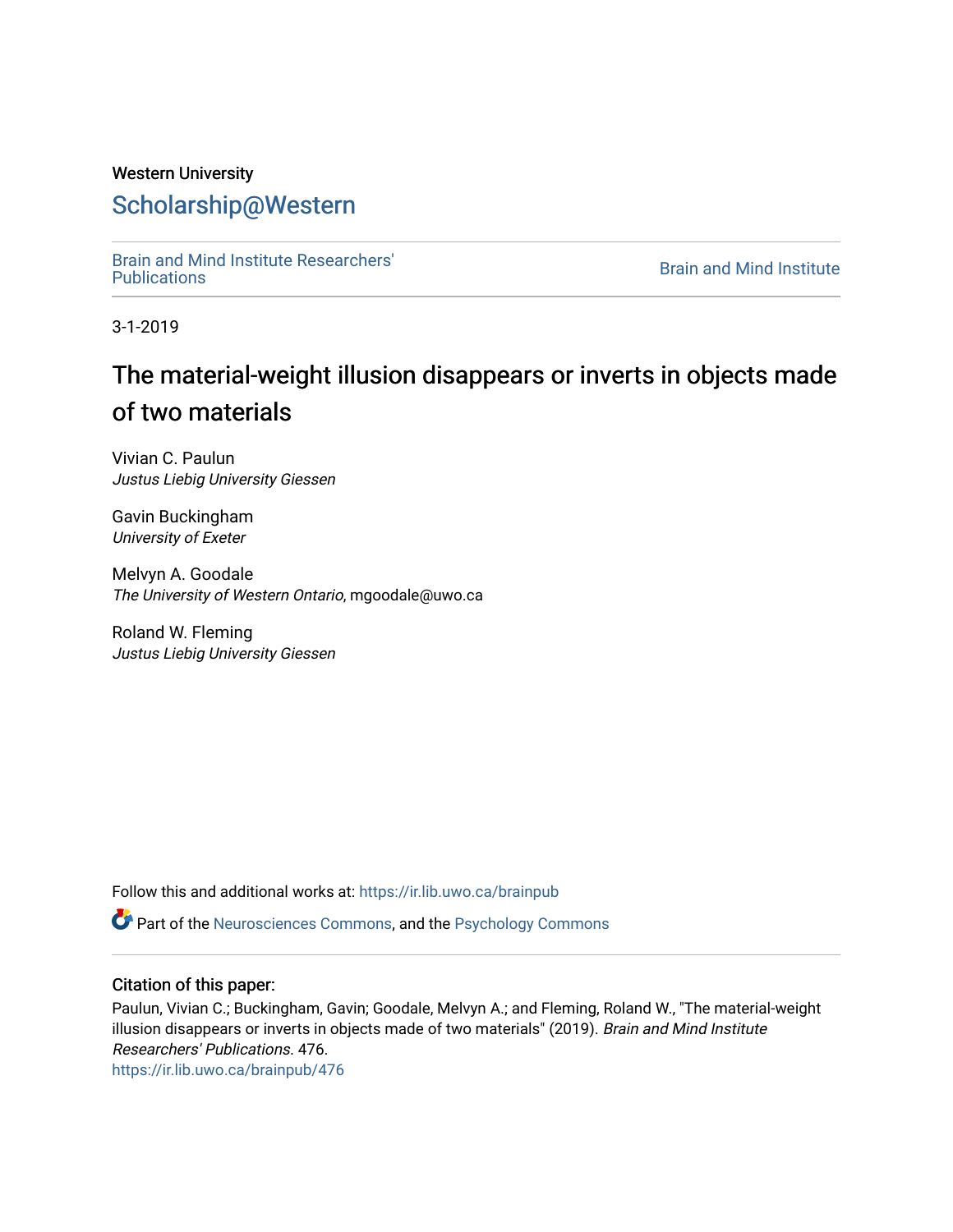Western University

# Scholarship@Western

Brain and Mind Institute Researchers' Publications

Brain and Mind Institute

3-1-2019

# The material-weight illusion disappears or inverts in objects made of two materials

Vivian C. Paulun
*Justus Liebig University Giessen*

Gavin Buckingham
*University of Exeter*

Melvyn A. Goodale
*The University of Western Ontario*, mgoodale@uwo.ca

Roland W. Fleming
*Justus Liebig University Giessen*

Follow this and additional works at: https://ir.lib.uwo.ca/brainpub

Part of the Neurosciences Commons, and the Psychology Commons

### Citation of this paper:

Paulun, Vivian C.; Buckingham, Gavin; Goodale, Melvyn A.; and Fleming, Roland W., "The material-weight illusion disappears or inverts in objects made of two materials" (2019). *Brain and Mind Institute Researchers' Publications*. 476.
https://ir.lib.uwo.ca/brainpub/476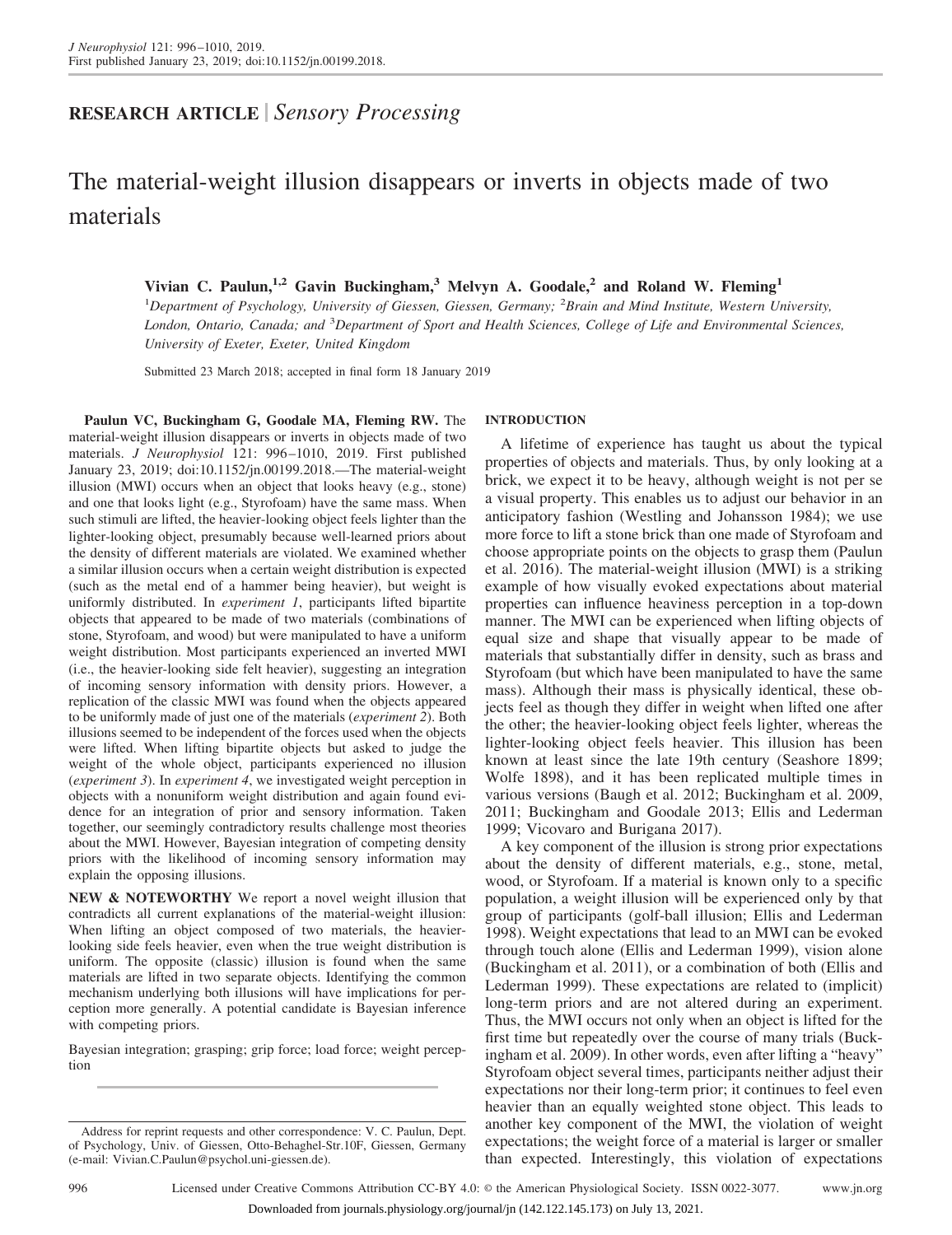# The material-weight illusion disappears or inverts in objects made of two materials

**Vivian C. Paulun,[1,2] Gavin Buckingham,[3] Melvyn A. Goodale,[2] and Roland W. Fleming[1]**

[1]Department of Psychology, University of Giessen, Giessen, Germany; [2]Brain and Mind Institute, Western University, London, Ontario, Canada; and [3]Department of Sport and Health Sciences, College of Life and Environmental Sciences, University of Exeter, Exeter, United Kingdom

Submitted 23 March 2018; accepted in final form 18 January 2019

**Paulun VC, Buckingham G, Goodale MA, Fleming RW.** The material-weight illusion disappears or inverts in objects made of two materials. *J Neurophysiol* 121: 996–1010, 2019. First published January 23, 2019; doi:10.1152/jn.00199.2018.—The material-weight illusion (MWI) occurs when an object that looks heavy (e.g., stone) and one that looks light (e.g., Styrofoam) have the same mass. When such stimuli are lifted, the heavier-looking object feels lighter than the lighter-looking object, presumably because well-learned priors about the density of different materials are violated. We examined whether a similar illusion occurs when a certain weight distribution is expected (such as the metal end of a hammer being heavier), but weight is uniformly distributed. In *experiment 1*, participants lifted bipartite objects that appeared to be made of two materials (combinations of stone, Styrofoam, and wood) but were manipulated to have a uniform weight distribution. Most participants experienced an inverted MWI (i.e., the heavier-looking side felt heavier), suggesting an integration of incoming sensory information with density priors. However, a replication of the classic MWI was found when the objects appeared to be uniformly made of just one of the materials (*experiment 2*). Both illusions seemed to be independent of the forces used when the objects were lifted. When lifting bipartite objects but asked to judge the weight of the whole object, participants experienced no illusion (*experiment 3*). In *experiment 4*, we investigated weight perception in objects with a nonuniform weight distribution and again found evidence for an integration of prior and sensory information. Taken together, our seemingly contradictory results challenge most theories about the MWI. However, Bayesian integration of competing density priors with the likelihood of incoming sensory information may explain the opposing illusions.

**NEW & NOTEWORTHY** We report a novel weight illusion that contradicts all current explanations of the material-weight illusion: When lifting an object composed of two materials, the heavier-looking side feels heavier, even when the true weight distribution is uniform. The opposite (classic) illusion is found when the same materials are lifted in two separate objects. Identifying the common mechanism underlying both illusions will have implications for perception more generally. A potential candidate is Bayesian inference with competing priors.

Bayesian integration; grasping; grip force; load force; weight perception

Address for reprint requests and other correspondence: V. C. Paulun, Dept. of Psychology, Univ. of Giessen, Otto-Behaghel-Str.10F, Giessen, Germany (e-mail: Vivian.C.Paulun@psychol.uni-giessen.de).

## INTRODUCTION

A lifetime of experience has taught us about the typical properties of objects and materials. Thus, by only looking at a brick, we expect it to be heavy, although weight is not per se a visual property. This enables us to adjust our behavior in an anticipatory fashion (Westling and Johansson 1984); we use more force to lift a stone brick than one made of Styrofoam and choose appropriate points on the objects to grasp them (Paulun et al. 2016). The material-weight illusion (MWI) is a striking example of how visually evoked expectations about material properties can influence heaviness perception in a top-down manner. The MWI can be experienced when lifting objects of equal size and shape that visually appear to be made of materials that substantially differ in density, such as brass and Styrofoam (but which have been manipulated to have the same mass). Although their mass is physically identical, these objects feel as though they differ in weight when lifted one after the other; the heavier-looking object feels lighter, whereas the lighter-looking object feels heavier. This illusion has been known at least since the late 19th century (Seashore 1899; Wolfe 1898), and it has been replicated multiple times in various versions (Baugh et al. 2012; Buckingham et al. 2009, 2011; Buckingham and Goodale 2013; Ellis and Lederman 1999; Vicovaro and Burigana 2017).

A key component of the illusion is strong prior expectations about the density of different materials, e.g., stone, metal, wood, or Styrofoam. If a material is known only to a specific population, a weight illusion will be experienced only by that group of participants (golf-ball illusion; Ellis and Lederman 1998). Weight expectations that lead to an MWI can be evoked through touch alone (Ellis and Lederman 1999), vision alone (Buckingham et al. 2011), or a combination of both (Ellis and Lederman 1999). These expectations are related to (implicit) long-term priors and are not altered during an experiment. Thus, the MWI occurs not only when an object is lifted for the first time but repeatedly over the course of many trials (Buckingham et al. 2009). In other words, even after lifting a "heavy" Styrofoam object several times, participants neither adjust their expectations nor their long-term prior; it continues to feel even heavier than an equally weighted stone object. This leads to another key component of the MWI, the violation of weight expectations; the weight force of a material is larger or smaller than expected. Interestingly, this violation of expectations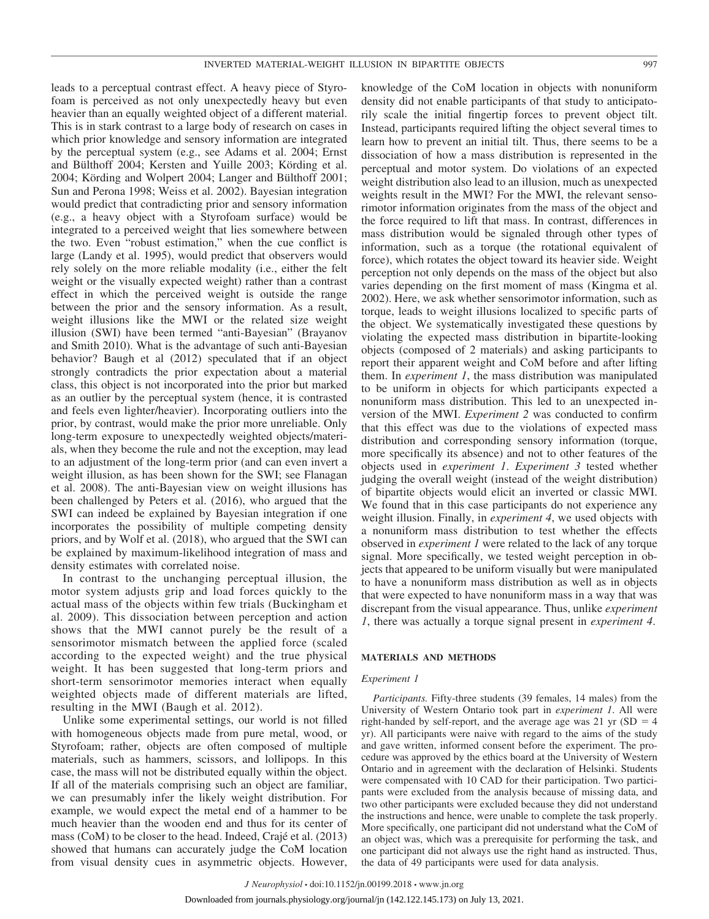leads to a perceptual contrast effect. A heavy piece of Styrofoam is perceived as not only unexpectedly heavy but even heavier than an equally weighted object of a different material. This is in stark contrast to a large body of research on cases in which prior knowledge and sensory information are integrated by the perceptual system (e.g., see Adams et al. 2004; Ernst and Bülthoff 2004; Kersten and Yuille 2003; Körding et al. 2004; Körding and Wolpert 2004; Langer and Bülthoff 2001; Sun and Perona 1998; Weiss et al. 2002). Bayesian integration would predict that contradicting prior and sensory information (e.g., a heavy object with a Styrofoam surface) would be integrated to a perceived weight that lies somewhere between the two. Even "robust estimation," when the cue conflict is large (Landy et al. 1995), would predict that observers would rely solely on the more reliable modality (i.e., either the felt weight or the visually expected weight) rather than a contrast effect in which the perceived weight is outside the range between the prior and the sensory information. As a result, weight illusions like the MWI or the related size weight illusion (SWI) have been termed "anti-Bayesian" (Brayanov and Smith 2010). What is the advantage of such anti-Bayesian behavior? Baugh et al (2012) speculated that if an object strongly contradicts the prior expectation about a material class, this object is not incorporated into the prior but marked as an outlier by the perceptual system (hence, it is contrasted and feels even lighter/heavier). Incorporating outliers into the prior, by contrast, would make the prior more unreliable. Only long-term exposure to unexpectedly weighted objects/materials, when they become the rule and not the exception, may lead to an adjustment of the long-term prior (and can even invert a weight illusion, as has been shown for the SWI; see Flanagan et al. 2008). The anti-Bayesian view on weight illusions has been challenged by Peters et al. (2016), who argued that the SWI can indeed be explained by Bayesian integration if one incorporates the possibility of multiple competing density priors, and by Wolf et al. (2018), who argued that the SWI can be explained by maximum-likelihood integration of mass and density estimates with correlated noise.

In contrast to the unchanging perceptual illusion, the motor system adjusts grip and load forces quickly to the actual mass of the objects within few trials (Buckingham et al. 2009). This dissociation between perception and action shows that the MWI cannot purely be the result of a sensorimotor mismatch between the applied force (scaled according to the expected weight) and the true physical weight. It has been suggested that long-term priors and short-term sensorimotor memories interact when equally weighted objects made of different materials are lifted, resulting in the MWI (Baugh et al. 2012).

Unlike some experimental settings, our world is not filled with homogeneous objects made from pure metal, wood, or Styrofoam; rather, objects are often composed of multiple materials, such as hammers, scissors, and lollipops. In this case, the mass will not be distributed equally within the object. If all of the materials comprising such an object are familiar, we can presumably infer the likely weight distribution. For example, we would expect the metal end of a hammer to be much heavier than the wooden end and thus for its center of mass (CoM) to be closer to the head. Indeed, Crajé et al. (2013) showed that humans can accurately judge the CoM location from visual density cues in asymmetric objects. However, knowledge of the CoM location in objects with nonuniform density did not enable participants of that study to anticipatorily scale the initial fingertip forces to prevent object tilt. Instead, participants required lifting the object several times to learn how to prevent an initial tilt. Thus, there seems to be a dissociation of how a mass distribution is represented in the perceptual and motor system. Do violations of an expected weight distribution also lead to an illusion, much as unexpected weights result in the MWI? For the MWI, the relevant sensorimotor information originates from the mass of the object and the force required to lift that mass. In contrast, differences in mass distribution would be signaled through other types of information, such as a torque (the rotational equivalent of force), which rotates the object toward its heavier side. Weight perception not only depends on the mass of the object but also varies depending on the first moment of mass (Kingma et al. 2002). Here, we ask whether sensorimotor information, such as torque, leads to weight illusions localized to specific parts of the object. We systematically investigated these questions by violating the expected mass distribution in bipartite-looking objects (composed of 2 materials) and asking participants to report their apparent weight and CoM before and after lifting them. In *experiment 1*, the mass distribution was manipulated to be uniform in objects for which participants expected a nonuniform mass distribution. This led to an unexpected inversion of the MWI. *Experiment 2* was conducted to confirm that this effect was due to the violations of expected mass distribution and corresponding sensory information (torque, more specifically its absence) and not to other features of the objects used in *experiment 1*. *Experiment 3* tested whether judging the overall weight (instead of the weight distribution) of bipartite objects would elicit an inverted or classic MWI. We found that in this case participants do not experience any weight illusion. Finally, in *experiment 4*, we used objects with a nonuniform mass distribution to test whether the effects observed in *experiment 1* were related to the lack of any torque signal. More specifically, we tested weight perception in objects that appeared to be uniform visually but were manipulated to have a nonuniform mass distribution as well as in objects that were expected to have nonuniform mass in a way that was discrepant from the visual appearance. Thus, unlike *experiment 1*, there was actually a torque signal present in *experiment 4*.

## MATERIALS AND METHODS

### Experiment 1

*Participants.* Fifty-three students (39 females, 14 males) from the University of Western Ontario took part in *experiment 1*. All were right-handed by self-report, and the average age was 21 yr (SD = 4 yr). All participants were naive with regard to the aims of the study and gave written, informed consent before the experiment. The procedure was approved by the ethics board at the University of Western Ontario and in agreement with the declaration of Helsinki. Students were compensated with 10 CAD for their participation. Two participants were excluded from the analysis because of missing data, and two other participants were excluded because they did not understand the instructions and hence, were unable to complete the task properly. More specifically, one participant did not understand what the CoM of an object was, which was a prerequisite for performing the task, and one participant did not always use the right hand as instructed. Thus, the data of 49 participants were used for data analysis.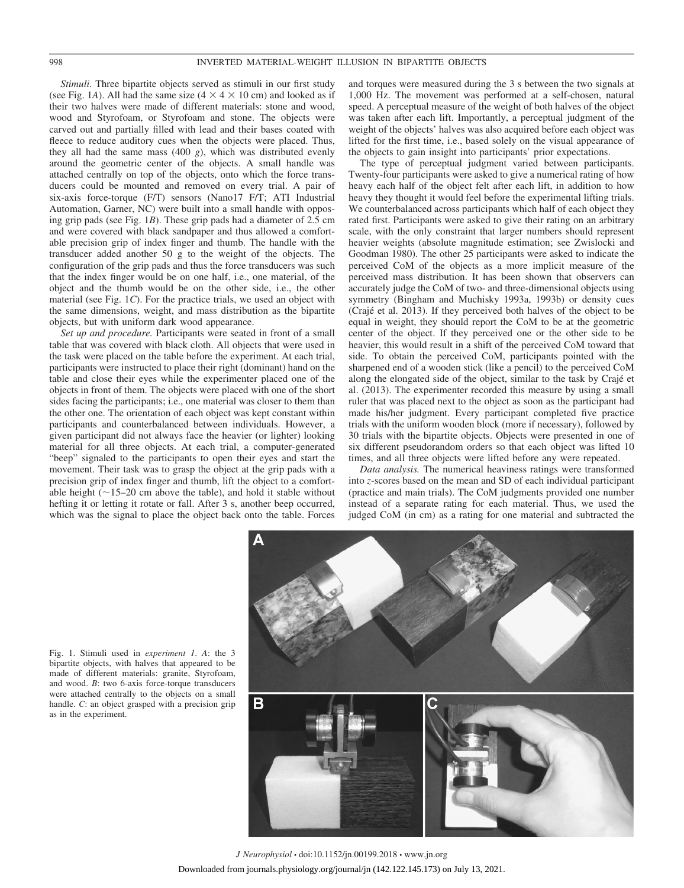*Stimuli.* Three bipartite objects served as stimuli in our first study (see Fig. 1*A*). All had the same size (4 × 4 × 10 cm) and looked as if their two halves were made of different materials: stone and wood, wood and Styrofoam, or Styrofoam and stone. The objects were carved out and partially filled with lead and their bases coated with fleece to reduce auditory cues when the objects were placed. Thus, they all had the same mass (400 *g*), which was distributed evenly around the geometric center of the objects. A small handle was attached centrally on top of the objects, onto which the force transducers could be mounted and removed on every trial. A pair of six-axis force-torque (F/T) sensors (Nano17 F/T; ATI Industrial Automation, Garner, NC) were built into a small handle with opposing grip pads (see Fig. 1*B*). These grip pads had a diameter of 2.5 cm and were covered with black sandpaper and thus allowed a comfortable precision grip of index finger and thumb. The handle with the transducer added another 50 g to the weight of the objects. The configuration of the grip pads and thus the force transducers was such that the index finger would be on one half, i.e., one material, of the object and the thumb would be on the other side, i.e., the other material (see Fig. 1*C*). For the practice trials, we used an object with the same dimensions, weight, and mass distribution as the bipartite objects, but with uniform dark wood appearance.

*Set up and procedure.* Participants were seated in front of a small table that was covered with black cloth. All objects that were used in the task were placed on the table before the experiment. At each trial, participants were instructed to place their right (dominant) hand on the table and close their eyes while the experimenter placed one of the objects in front of them. The objects were placed with one of the short sides facing the participants; i.e., one material was closer to them than the other one. The orientation of each object was kept constant within participants and counterbalanced between individuals. However, a given participant did not always face the heavier (or lighter) looking material for all three objects. At each trial, a computer-generated "beep" signaled to the participants to open their eyes and start the movement. Their task was to grasp the object at the grip pads with a precision grip of index finger and thumb, lift the object to a comfortable height (~15–20 cm above the table), and hold it stable without hefting it or letting it rotate or fall. After 3 s, another beep occurred, which was the signal to place the object back onto the table. Forces and torques were measured during the 3 s between the two signals at 1,000 Hz. The movement was performed at a self-chosen, natural speed. A perceptual measure of the weight of both halves of the object was taken after each lift. Importantly, a perceptual judgment of the weight of the objects' halves was also acquired before each object was lifted for the first time, i.e., based solely on the visual appearance of the objects to gain insight into participants' prior expectations.

The type of perceptual judgment varied between participants. Twenty-four participants were asked to give a numerical rating of how heavy each half of the object felt after each lift, in addition to how heavy they thought it would feel before the experimental lifting trials. We counterbalanced across participants which half of each object they rated first. Participants were asked to give their rating on an arbitrary scale, with the only constraint that larger numbers should represent heavier weights (absolute magnitude estimation; see Zwislocki and Goodman 1980). The other 25 participants were asked to indicate the perceived CoM of the objects as a more implicit measure of the perceived mass distribution. It has been shown that observers can accurately judge the CoM of two- and three-dimensional objects using symmetry (Bingham and Muchisky 1993a, 1993b) or density cues (Crajé et al. 2013). If they perceived both halves of the object to be equal in weight, they should report the CoM to be at the geometric center of the object. If they perceived one or the other side to be heavier, this would result in a shift of the perceived CoM toward that side. To obtain the perceived CoM, participants pointed with the sharpened end of a wooden stick (like a pencil) to the perceived CoM along the elongated side of the object, similar to the task by Crajé et al. (2013). The experimenter recorded this measure by using a small ruler that was placed next to the object as soon as the participant had made his/her judgment. Every participant completed five practice trials with the uniform wooden block (more if necessary), followed by 30 trials with the bipartite objects. Objects were presented in one of six different pseudorandom orders so that each object was lifted 10 times, and all three objects were lifted before any were repeated.

*Data analysis.* The numerical heaviness ratings were transformed into *z*-scores based on the mean and SD of each individual participant (practice and main trials). The CoM judgments provided one number instead of a separate rating for each material. Thus, we used the judged CoM (in cm) as a rating for one material and subtracted the

Fig. 1. Stimuli used in *experiment 1*. *A*: the 3 bipartite objects, with halves that appeared to be made of different materials: granite, Styrofoam, and wood. *B*: two 6-axis force-torque transducers were attached centrally to the objects on a small handle. *C*: an object grasped with a precision grip as in the experiment.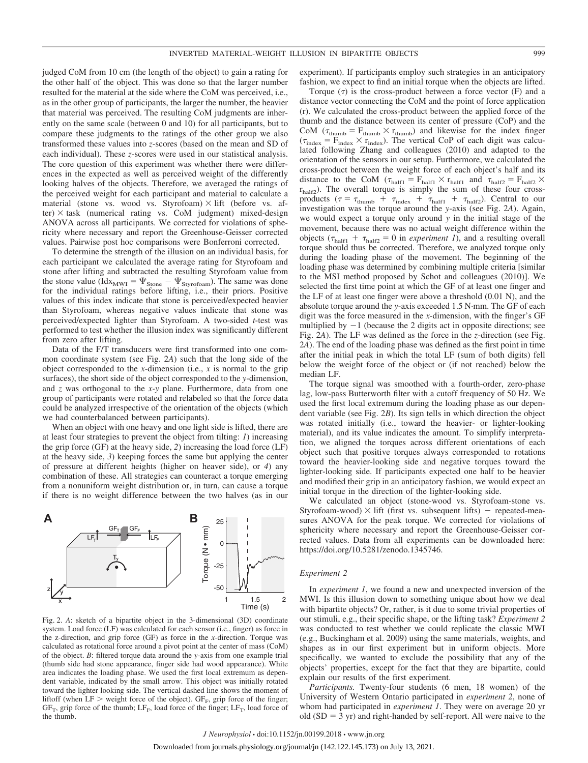judged CoM from 10 cm (the length of the object) to gain a rating for the other half of the object. This was done so that the larger number resulted for the material at the side where the CoM was perceived, i.e., as in the other group of participants, the larger the number, the heavier that material was perceived. The resulting CoM judgments are inherently on the same scale (between 0 and 10) for all participants, but to compare these judgments to the ratings of the other group we also transformed these values into *z*-scores (based on the mean and SD of each individual). These *z*-scores were used in our statistical analysis. The core question of this experiment was whether there were differences in the expected as well as perceived weight of the differently looking halves of the objects. Therefore, we averaged the ratings of the perceived weight for each participant and material to calculate a material (stone vs. wood vs. Styrofoam) × lift (before vs. after) × task (numerical rating vs. CoM judgment) mixed-design ANOVA across all participants. We corrected for violations of sphericity where necessary and report the Greenhouse-Geisser corrected values. Pairwise post hoc comparisons were Bonferroni corrected.

To determine the strength of the illusion on an individual basis, for each participant we calculated the average rating for Styrofoam and stone after lifting and subtracted the resulting Styrofoam value from the stone value ($Idx_{MWI} = \Psi_{Stone} - \Psi_{Styrofoam}$). The same was done for the individual ratings before lifting, i.e., their priors. Positive values of this index indicate that stone is perceived/expected heavier than Styrofoam, whereas negative values indicate that stone was perceived/expected lighter than Styrofoam. A two-sided *t*-test was performed to test whether the illusion index was significantly different from zero after lifting.

Data of the F/T transducers were first transformed into one common coordinate system (see Fig. 2*A*) such that the long side of the object corresponded to the *x*-dimension (i.e., *x* is normal to the grip surfaces), the short side of the object corresponded to the *y*-dimension, and *z* was orthogonal to the *x*-*y* plane. Furthermore, data from one group of participants were rotated and relabeled so that the force data could be analyzed irrespective of the orientation of the objects (which we had counterbalanced between participants).

When an object with one heavy and one light side is lifted, there are at least four strategies to prevent the object from tilting: *1*) increasing the grip force (GF) at the heavy side, *2*) increasing the load force (LF) at the heavy side, *3*) keeping forces the same but applying the center of pressure at different heights (higher on heaver side), or *4*) any combination of these. All strategies can counteract a torque emerging from a nonuniform weight distribution or, in turn, can cause a torque if there is no weight difference between the two halves (as in our experiment). If participants employ such strategies in an anticipatory fashion, we expect to find an initial torque when the objects are lifted.

Fig. 2. *A*: sketch of a bipartite object in the 3-dimensional (3D) coordinate system. Load force (LF) was calculated for each sensor (i.e., finger) as force in the z-direction, and grip force (GF) as force in the x-direction. Torque was calculated as rotational force around a pivot point at the center of mass (CoM) of the object. *B*: filtered torque data around the *y*-axis from one example trial (thumb side had stone appearance, finger side had wood appearance). White area indicates the loading phase. We used the first local extremum as dependent variable, indicated by the small arrow. This object was initially rotated toward the lighter looking side. The vertical dashed line shows the moment of liftoff (when LF > weight force of the object). $GF_F$, grip force of the finger; $GF_T$, grip force of the thumb; $LF_F$, load force of the finger; $LF_T$, load force of the thumb.

Torque ($\tau$) is the cross-product between a force vector (F) and a distance vector connecting the CoM and the point of force application (r). We calculated the cross-product between the applied force of the thumb and the distance between its center of pressure (CoP) and the CoM ($\tau_{thumb} = F_{thumb} \times r_{thumb}$) and likewise for the index finger ($\tau_{index} = F_{index} \times r_{index}$). The vertical CoP of each digit was calculated following Zhang and colleagues (2010) and adapted to the orientation of the sensors in our setup. Furthermore, we calculated the cross-product between the weight force of each object's half and its distance to the CoM ($\tau_{half1} = F_{half1} \times r_{half1}$ and $\tau_{half2} = F_{half2} \times r_{half2}$). The overall torque is simply the sum of these four cross-products ($\tau = \tau_{thumb} + \tau_{index} + \tau_{half1} + \tau_{half2}$). Central to our investigation was the torque around the *y*-axis (see Fig. 2*A*). Again, we would expect a torque only around *y* in the initial stage of the movement, because there was no actual weight difference within the objects ($\tau_{half1} + \tau_{half2} = 0$ in *experiment 1*), and a resulting overall torque should thus be corrected. Therefore, we analyzed torque only during the loading phase of the movement. The beginning of the loading phase was determined by combining multiple criteria [similar to the MSI method proposed by Schot and colleagues (2010)]. We selected the first time point at which the GF of at least one finger and the LF of at least one finger were above a threshold (0.01 N), and the absolute torque around the *y*-axis exceeded 1.5 N·mm. The GF of each digit was the force measured in the *x*-dimension, with the finger's GF multiplied by −1 (because the 2 digits act in opposite directions; see Fig. 2*A*). The LF was defined as the force in the *z*-direction (see Fig. 2*A*). The end of the loading phase was defined as the first point in time after the initial peak in which the total LF (sum of both digits) fell below the weight force of the object or (if not reached) below the median LF.

The torque signal was smoothed with a fourth-order, zero-phase lag, low-pass Butterworth filter with a cutoff frequency of 50 Hz. We used the first local extremum during the loading phase as our dependent variable (see Fig. 2*B*). Its sign tells in which direction the object was rotated initially (i.e., toward the heavier- or lighter-looking material), and its value indicates the amount. To simplify interpretation, we aligned the torques across different orientations of each object such that positive torques always corresponded to rotations toward the heavier-looking side and negative torques toward the lighter-looking side. If participants expected one half to be heavier and modified their grip in an anticipatory fashion, we would expect an initial torque in the direction of the lighter-looking side.

We calculated an object (stone-wood vs. Styrofoam-stone vs. Styrofoam-wood) × lift (first vs. subsequent lifts) − repeated-measures ANOVA for the peak torque. We corrected for violations of sphericity where necessary and report the Greenhouse-Geisser corrected values. Data from all experiments can be downloaded here: https://doi.org/10.5281/zenodo.1345746.

### Experiment 2

In *experiment 1*, we found a new and unexpected inversion of the MWI. Is this illusion down to something unique about how we deal with bipartite objects? Or, rather, is it due to some trivial properties of our stimuli, e.g., their specific shape, or the lifting task? *Experiment 2* was conducted to test whether we could replicate the classic MWI (e.g., Buckingham et al. 2009) using the same materials, weights, and shapes as in our first experiment but in uniform objects. More specifically, we wanted to exclude the possibility that any of the objects' properties, except for the fact that they are bipartite, could explain our results of the first experiment.

*Participants.* Twenty-four students (6 men, 18 women) of the University of Western Ontario participated in *experiment 2*, none of whom had participated in *experiment 1*. They were on average 20 yr old (SD = 3 yr) and right-handed by self-report. All were naive to the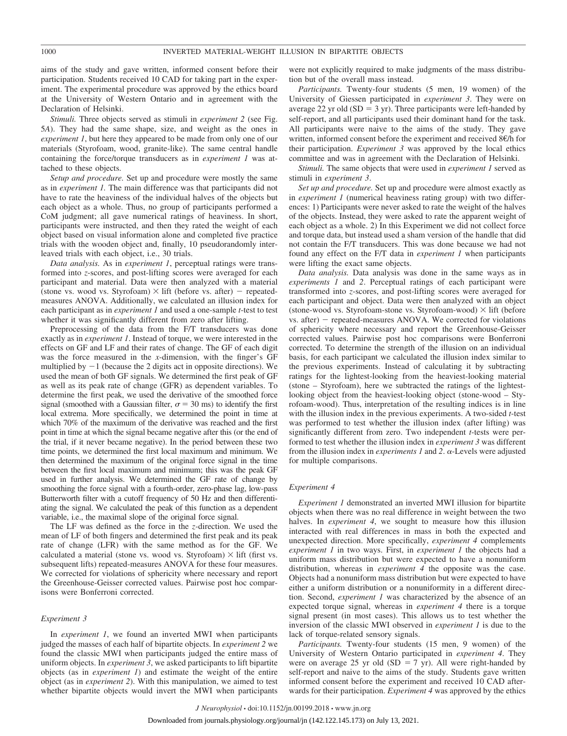aims of the study and gave written, informed consent before their participation. Students received 10 CAD for taking part in the experiment. The experimental procedure was approved by the ethics board at the University of Western Ontario and in agreement with the Declaration of Helsinki.

*Stimuli.* Three objects served as stimuli in *experiment 2* (see Fig. 5*A*). They had the same shape, size, and weight as the ones in *experiment 1*, but here they appeared to be made from only one of our materials (Styrofoam, wood, granite-like). The same central handle containing the force/torque transducers as in *experiment 1* was attached to these objects.

*Setup and procedure.* Set up and procedure were mostly the same as in *experiment 1*. The main difference was that participants did not have to rate the heaviness of the individual halves of the objects but each object as a whole. Thus, no group of participants performed a CoM judgment; all gave numerical ratings of heaviness. In short, participants were instructed, and then they rated the weight of each object based on visual information alone and completed five practice trials with the wooden object and, finally, 10 pseudorandomly interleaved trials with each object, i.e., 30 trials.

*Data analysis.* As in *experiment 1*, perceptual ratings were transformed into *z*-scores, and post-lifting scores were averaged for each participant and material. Data were then analyzed with a material (stone vs. wood vs. Styrofoam) × lift (before vs. after) − repeated-measures ANOVA. Additionally, we calculated an illusion index for each participant as in *experiment 1* and used a one-sample *t*-test to test whether it was significantly different from zero after lifting.

Preprocessing of the data from the F/T transducers was done exactly as in *experiment 1*. Instead of torque, we were interested in the effects on GF and LF and their rates of change. The GF of each digit was the force measured in the *x*-dimension, with the finger's GF multiplied by −1 (because the 2 digits act in opposite directions). We used the mean of both GF signals. We determined the first peak of GF as well as its peak rate of change (GFR) as dependent variables. To determine the first peak, we used the derivative of the smoothed force signal (smoothed with a Gaussian filter, $\sigma = 30$ ms) to identify the first local extrema. More specifically, we determined the point in time at which 70% of the maximum of the derivative was reached and the first point in time at which the signal became negative after this (or the end of the trial, if it never became negative). In the period between these two time points, we determined the first local maximum and minimum. We then determined the maximum of the original force signal in the time between the first local maximum and minimum; this was the peak GF used in further analysis. We determined the GF rate of change by smoothing the force signal with a fourth-order, zero-phase lag, low-pass Butterworth filter with a cutoff frequency of 50 Hz and then differentiating the signal. We calculated the peak of this function as a dependent variable, i.e., the maximal slope of the original force signal.

The LF was defined as the force in the *z*-direction. We used the mean of LF of both fingers and determined the first peak and its peak rate of change (LFR) with the same method as for the GF. We calculated a material (stone vs. wood vs. Styrofoam) × lift (first vs. subsequent lifts) repeated-measures ANOVA for these four measures. We corrected for violations of sphericity where necessary and report the Greenhouse-Geisser corrected values. Pairwise post hoc comparisons were Bonferroni corrected.

### *Experiment 3*

In *experiment 1*, we found an inverted MWI when participants judged the masses of each half of bipartite objects. In *experiment 2* we found the classic MWI when participants judged the entire mass of uniform objects. In *experiment 3*, we asked participants to lift bipartite objects (as in *experiment 1*) and estimate the weight of the entire object (as in *experiment 2*). With this manipulation, we aimed to test whether bipartite objects would invert the MWI when participants were not explicitly required to make judgments of the mass distribution but of the overall mass instead.

*Participants.* Twenty-four students (5 men, 19 women) of the University of Giessen participated in *experiment 3*. They were on average 22 yr old (SD = 3 yr). Three participants were left-handed by self-report, and all participants used their dominant hand for the task. All participants were naive to the aims of the study. They gave written, informed consent before the experiment and received 8€/h for their participation. *Experiment 3* was approved by the local ethics committee and was in agreement with the Declaration of Helsinki.

*Stimuli.* The same objects that were used in *experiment 1* served as stimuli in *experiment 3*.

*Set up and procedure.* Set up and procedure were almost exactly as in *experiment 1* (numerical heaviness rating group) with two differences: 1) Participants were never asked to rate the weight of the halves of the objects. Instead, they were asked to rate the apparent weight of each object as a whole. 2) In this Experiment we did not collect force and torque data, but instead used a sham version of the handle that did not contain the F/T transducers. This was done because we had not found any effect on the F/T data in *experiment 1* when participants were lifting the exact same objects.

*Data analysis.* Data analysis was done in the same ways as in *experiments 1* and *2*. Perceptual ratings of each participant were transformed into *z*-scores, and post-lifting scores were averaged for each participant and object. Data were then analyzed with an object (stone-wood vs. Styrofoam-stone vs. Styrofoam-wood) × lift (before vs. after) − repeated-measures ANOVA. We corrected for violations of sphericity where necessary and report the Greenhouse-Geisser corrected values. Pairwise post hoc comparisons were Bonferroni corrected. To determine the strength of the illusion on an individual basis, for each participant we calculated the illusion index similar to the previous experiments. Instead of calculating it by subtracting ratings for the lightest-looking from the heaviest-looking material (stone – Styrofoam), here we subtracted the ratings of the lightest-looking object from the heaviest-looking object (stone-wood – Styrofoam-wood). Thus, interpretation of the resulting indices is in line with the illusion index in the previous experiments. A two-sided *t*-test was performed to test whether the illusion index (after lifting) was significantly different from zero. Two independent *t*-tests were performed to test whether the illusion index in *experiment 3* was different from the illusion index in *experiments 1* and *2*. $\alpha$-Levels were adjusted for multiple comparisons.

### *Experiment 4*

*Experiment 1* demonstrated an inverted MWI illusion for bipartite objects when there was no real difference in weight between the two halves. In *experiment 4*, we sought to measure how this illusion interacted with real differences in mass in both the expected and unexpected direction. More specifically, *experiment 4* complements *experiment 1* in two ways. First, in *experiment 1* the objects had a uniform mass distribution but were expected to have a nonuniform distribution, whereas in *experiment 4* the opposite was the case. Objects had a nonuniform mass distribution but were expected to have either a uniform distribution or a nonuniformity in a different direction. Second, *experiment 1* was characterized by the absence of an expected torque signal, whereas in *experiment 4* there is a torque signal present (in most cases). This allows us to test whether the inversion of the classic MWI observed in *experiment 1* is due to the lack of torque-related sensory signals.

*Participants.* Twenty-four students (15 men, 9 women) of the University of Western Ontario participated in *experiment 4*. They were on average 25 yr old (SD = 7 yr). All were right-handed by self-report and naive to the aims of the study. Students gave written informed consent before the experiment and received 10 CAD afterwards for their participation. *Experiment 4* was approved by the ethics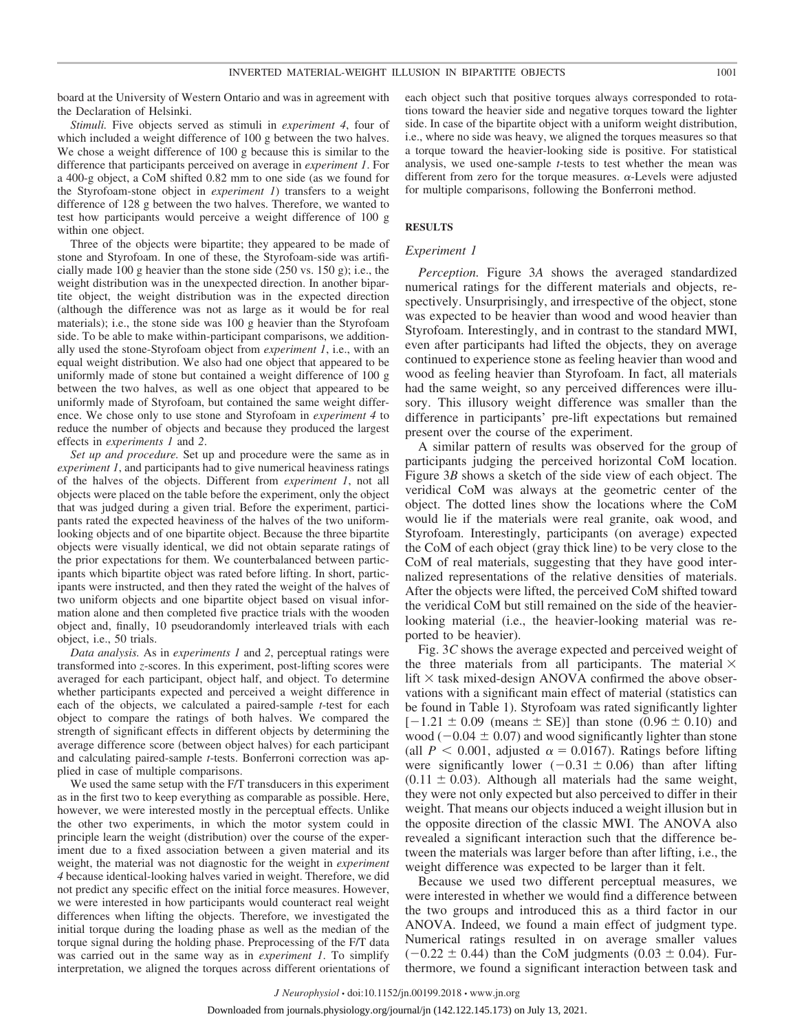board at the University of Western Ontario and was in agreement with the Declaration of Helsinki.

*Stimuli.* Five objects served as stimuli in *experiment 4*, four of which included a weight difference of 100 g between the two halves. We chose a weight difference of 100 g because this is similar to the difference that participants perceived on average in *experiment 1*. For a 400-g object, a CoM shifted 0.82 mm to one side (as we found for the Styrofoam-stone object in *experiment 1*) transfers to a weight difference of 128 g between the two halves. Therefore, we wanted to test how participants would perceive a weight difference of 100 g within one object.

Three of the objects were bipartite; they appeared to be made of stone and Styrofoam. In one of these, the Styrofoam-side was artificially made 100 g heavier than the stone side (250 vs. 150 g); i.e., the weight distribution was in the unexpected direction. In another bipartite object, the weight distribution was in the expected direction (although the difference was not as large as it would be for real materials); i.e., the stone side was 100 g heavier than the Styrofoam side. To be able to make within-participant comparisons, we additionally used the stone-Styrofoam object from *experiment 1*, i.e., with an equal weight distribution. We also had one object that appeared to be uniformly made of stone but contained a weight difference of 100 g between the two halves, as well as one object that appeared to be uniformly made of Styrofoam, but contained the same weight difference. We chose only to use stone and Styrofoam in *experiment 4* to reduce the number of objects and because they produced the largest effects in *experiments 1* and *2*.

*Set up and procedure.* Set up and procedure were the same as in *experiment 1*, and participants had to give numerical heaviness ratings of the halves of the objects. Different from *experiment 1*, not all objects were placed on the table before the experiment, only the object that was judged during a given trial. Before the experiment, participants rated the expected heaviness of the halves of the two uniform-looking objects and of one bipartite object. Because the three bipartite objects were visually identical, we did not obtain separate ratings of the prior expectations for them. We counterbalanced between participants which bipartite object was rated before lifting. In short, participants were instructed, and then they rated the weight of the halves of two uniform objects and one bipartite object based on visual information alone and then completed five practice trials with the wooden object and, finally, 10 pseudorandomly interleaved trials with each object, i.e., 50 trials.

*Data analysis.* As in *experiments 1* and *2*, perceptual ratings were transformed into *z*-scores. In this experiment, post-lifting scores were averaged for each participant, object half, and object. To determine whether participants expected and perceived a weight difference in each of the objects, we calculated a paired-sample *t*-test for each object to compare the ratings of both halves. We compared the strength of significant effects in different objects by determining the average difference score (between object halves) for each participant and calculating paired-sample *t*-tests. Bonferroni correction was applied in case of multiple comparisons.

We used the same setup with the F/T transducers in this experiment as in the first two to keep everything as comparable as possible. Here, however, we were interested mostly in the perceptual effects. Unlike the other two experiments, in which the motor system could in principle learn the weight (distribution) over the course of the experiment due to a fixed association between a given material and its weight, the material was not diagnostic for the weight in *experiment 4* because identical-looking halves varied in weight. Therefore, we did not predict any specific effect on the initial force measures. However, we were interested in how participants would counteract real weight differences when lifting the objects. Therefore, we investigated the initial torque during the loading phase as well as the median of the torque signal during the holding phase. Preprocessing of the F/T data was carried out in the same way as in *experiment 1*. To simplify interpretation, we aligned the torques across different orientations of each object such that positive torques always corresponded to rotations toward the heavier side and negative torques toward the lighter side. In case of the bipartite object with a uniform weight distribution, i.e., where no side was heavy, we aligned the torques measures so that a torque toward the heavier-looking side is positive. For statistical analysis, we used one-sample *t*-tests to test whether the mean was different from zero for the torque measures. $\alpha$-Levels were adjusted for multiple comparisons, following the Bonferroni method.

## RESULTS

### *Experiment 1*

*Perception.* Figure 3*A* shows the averaged standardized numerical ratings for the different materials and objects, respectively. Unsurprisingly, and irrespective of the object, stone was expected to be heavier than wood and wood heavier than Styrofoam. Interestingly, and in contrast to the standard MWI, even after participants had lifted the objects, they on average continued to experience stone as feeling heavier than wood and wood as feeling heavier than Styrofoam. In fact, all materials had the same weight, so any perceived differences were illusory. This illusory weight difference was smaller than the difference in participants' pre-lift expectations but remained present over the course of the experiment.

A similar pattern of results was observed for the group of participants judging the perceived horizontal CoM location. Figure 3*B* shows a sketch of the side view of each object. The veridical CoM was always at the geometric center of the object. The dotted lines show the locations where the CoM would lie if the materials were real granite, oak wood, and Styrofoam. Interestingly, participants (on average) expected the CoM of each object (gray thick line) to be very close to the CoM of real materials, suggesting that they have good internalized representations of the relative densities of materials. After the objects were lifted, the perceived CoM shifted toward the veridical CoM but still remained on the side of the heavier-looking material (i.e., the heavier-looking material was reported to be heavier).

Fig. 3*C* shows the average expected and perceived weight of the three materials from all participants. The material $\times$ lift $\times$ task mixed-design ANOVA confirmed the above observations with a significant main effect of material (statistics can be found in Table 1). Styrofoam was rated significantly lighter [$-1.21 \pm 0.09$ (means $\pm$ SE)] than stone ($0.96 \pm 0.10$) and wood ($-0.04 \pm 0.07$) and wood significantly lighter than stone (all $P < 0.001$, adjusted $\alpha = 0.0167$). Ratings before lifting were significantly lower ($-0.31 \pm 0.06$) than after lifting ($0.11 \pm 0.03$). Although all materials had the same weight, they were not only expected but also perceived to differ in their weight. That means our objects induced a weight illusion but in the opposite direction of the classic MWI. The ANOVA also revealed a significant interaction such that the difference between the materials was larger before than after lifting, i.e., the weight difference was expected to be larger than it felt.

Because we used two different perceptual measures, we were interested in whether we would find a difference between the two groups and introduced this as a third factor in our ANOVA. Indeed, we found a main effect of judgment type. Numerical ratings resulted in on average smaller values ($-0.22 \pm 0.44$) than the CoM judgments ($0.03 \pm 0.04$). Furthermore, we found a significant interaction between task and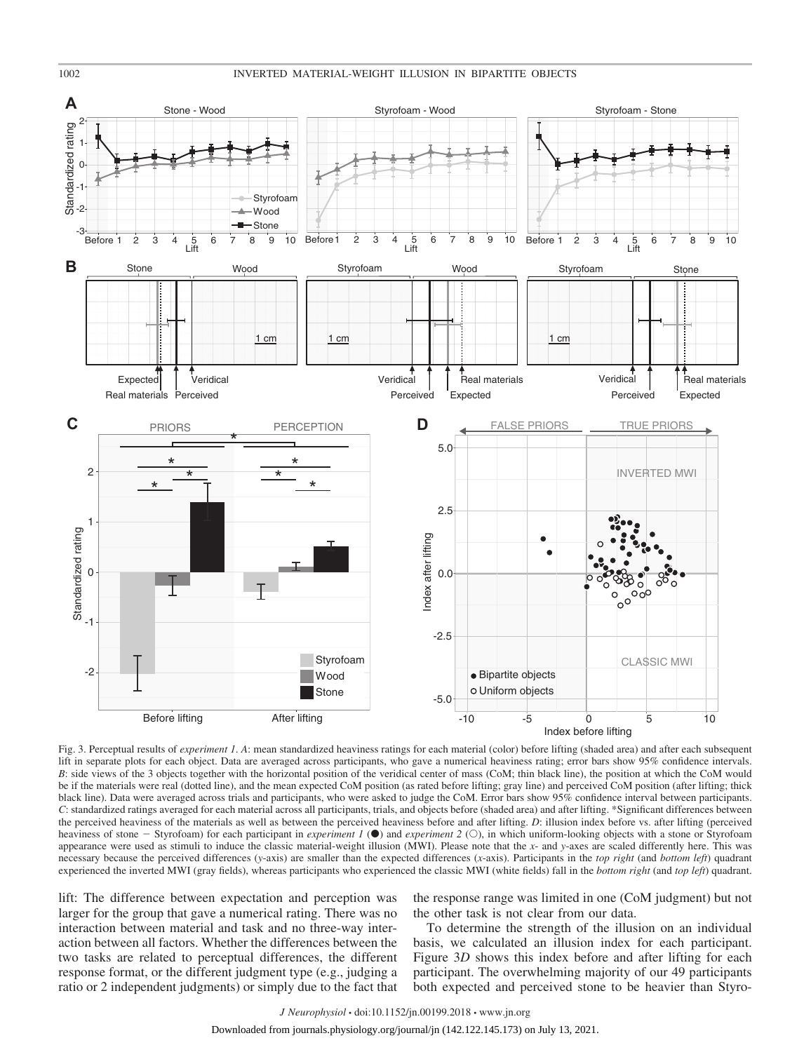A

Stone - Wood

Styrofoam - Wood

Styrofoam - Stone

Standardized rating

2
1
0
-1
-2
-3

Before 1 2 3 4 5 6 7 8 9 10
Lift

Styrofoam
Wood
Stone

B

Stone
Wood
1 cm
Expected
Veridical
Real materials
Perceived

Styrofoam
Wood
1 cm
Veridical
Real materials
Perceived
Expected

Styrofoam
Stone
1 cm
Veridical
Real materials
Perceived
Expected

C

PRIORS
PERCEPTION

Standardized rating

Styrofoam
Wood
Stone

Before lifting
After lifting

D

FALSE PRIORS
TRUE PRIORS

INVERTED MWI
CLASSIC MWI

Index after lifting
Index before lifting

● Bipartite objects
○ Uniform objects

Fig. 3. Perceptual results of *experiment 1*. *A*: mean standardized heaviness ratings for each material (color) before lifting (shaded area) and after each subsequent lift in separate plots for each object. Data are averaged across participants, who gave a numerical heaviness rating; error bars show 95% confidence intervals. *B*: side views of the 3 objects together with the horizontal position of the veridical center of mass (CoM; thin black line), the position at which the CoM would be if the materials were real (dotted line), and the mean expected CoM position (as rated before lifting; gray line) and perceived CoM position (after lifting; thick black line). Data were averaged across trials and participants, who were asked to judge the CoM. Error bars show 95% confidence interval between participants. *C*: standardized ratings averaged for each material across all participants, trials, and objects before (shaded area) and after lifting. *Significant differences between the perceived heaviness of the materials as well as between the perceived heaviness before and after lifting. *D*: illusion index before vs. after lifting (perceived heaviness of stone − Styrofoam) for each participant in *experiment 1* (●) and *experiment 2* (○), in which uniform-looking objects with a stone or Styrofoam appearance were used as stimuli to induce the classic material-weight illusion (MWI). Please note that the *x*- and *y*-axes are scaled differently here. This was necessary because the perceived differences (*y*-axis) are smaller than the expected differences (*x*-axis). Participants in the *top right* (and *bottom left*) quadrant experienced the inverted MWI (gray fields), whereas participants who experienced the classic MWI (white fields) fall in the *bottom right* (and *top left*) quadrant.

lift: The difference between expectation and perception was larger for the group that gave a numerical rating. There was no interaction between material and task and no three-way interaction between all factors. Whether the differences between the two tasks are related to perceptual differences, the different response format, or the different judgment type (e.g., judging a ratio or 2 independent judgments) or simply due to the fact that the response range was limited in one (CoM judgment) but not the other task is not clear from our data.

To determine the strength of the illusion on an individual basis, we calculated an illusion index for each participant. Figure 3*D* shows this index before and after lifting for each participant. The overwhelming majority of our 49 participants both expected and perceived stone to be heavier than Styro-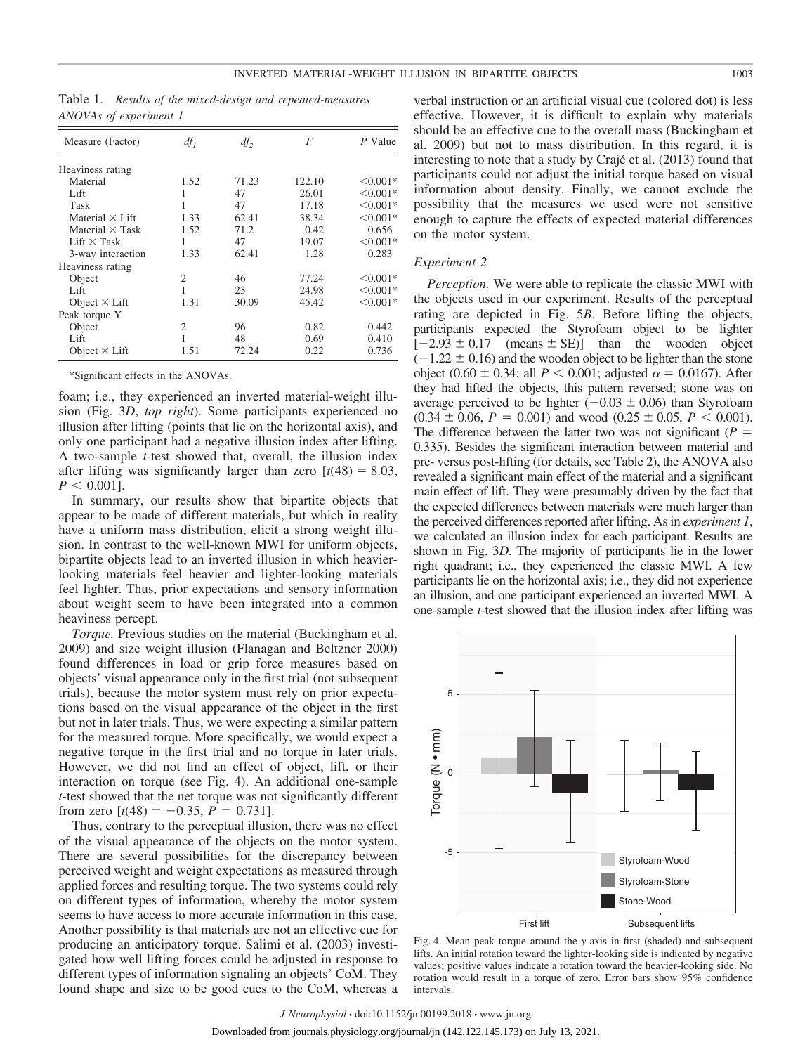Table 1. *Results of the mixed-design and repeated-measures ANOVAs of experiment 1*

| Measure (Factor) | $df_1$ | $df_2$ | $F$ | $P$ Value |
|---|---|---|---|---|
| Heaviness rating | | | | |
| Material | 1.52 | 71.23 | 122.10 | <0.001* |
| Lift | 1 | 47 | 26.01 | <0.001* |
| Task | 1 | 47 | 17.18 | <0.001* |
| Material × Lift | 1.33 | 62.41 | 38.34 | <0.001* |
| Material × Task | 1.52 | 71.2 | 0.42 | 0.656 |
| Lift × Task | 1 | 47 | 19.07 | <0.001* |
| 3-way interaction | 1.33 | 62.41 | 1.28 | 0.283 |
| Heaviness rating | | | | |
| Object | 2 | 46 | 77.24 | <0.001* |
| Lift | 1 | 23 | 24.98 | <0.001* |
| Object × Lift | 1.31 | 30.09 | 45.42 | <0.001* |
| Peak torque Y | | | | |
| Object | 2 | 96 | 0.82 | 0.442 |
| Lift | 1 | 48 | 0.69 | 0.410 |
| Object × Lift | 1.51 | 72.24 | 0.22 | 0.736 |

*Significant effects in the ANOVAs.

foam; i.e., they experienced an inverted material-weight illusion (Fig. 3*D*, *top right*). Some participants experienced no illusion after lifting (points that lie on the horizontal axis), and only one participant had a negative illusion index after lifting. A two-sample *t*-test showed that, overall, the illusion index after lifting was significantly larger than zero [$t(48) = 8.03$, $P < 0.001$].

In summary, our results show that bipartite objects that appear to be made of different materials, but which in reality have a uniform mass distribution, elicit a strong weight illusion. In contrast to the well-known MWI for uniform objects, bipartite objects lead to an inverted illusion in which heavier-looking materials feel heavier and lighter-looking materials feel lighter. Thus, prior expectations and sensory information about weight seem to have been integrated into a common heaviness percept.

*Torque.* Previous studies on the material (Buckingham et al. 2009) and size weight illusion (Flanagan and Beltzner 2000) found differences in load or grip force measures based on objects' visual appearance only in the first trial (not subsequent trials), because the motor system must rely on prior expectations based on the visual appearance of the object in the first but not in later trials. Thus, we were expecting a similar pattern for the measured torque. More specifically, we would expect a negative torque in the first trial and no torque in later trials. However, we did not find an effect of object, lift, or their interaction on torque (see Fig. 4). An additional one-sample *t*-test showed that the net torque was not significantly different from zero [$t(48) = -0.35$, $P = 0.731$].

Thus, contrary to the perceptual illusion, there was no effect of the visual appearance of the objects on the motor system. There are several possibilities for the discrepancy between perceived weight and weight expectations as measured through applied forces and resulting torque. The two systems could rely on different types of information, whereby the motor system seems to have access to more accurate information in this case. Another possibility is that materials are not an effective cue for producing an anticipatory torque. Salimi et al. (2003) investigated how well lifting forces could be adjusted in response to different types of information signaling an objects' CoM. They found shape and size to be good cues to the CoM, whereas a verbal instruction or an artificial visual cue (colored dot) is less effective. However, it is difficult to explain why materials should be an effective cue to the overall mass (Buckingham et al. 2009) but not to mass distribution. In this regard, it is interesting to note that a study by Crajé et al. (2013) found that participants could not adjust the initial torque based on visual information about density. Finally, we cannot exclude the possibility that the measures we used were not sensitive enough to capture the effects of expected material differences on the motor system.

### Experiment 2

*Perception.* We were able to replicate the classic MWI with the objects used in our experiment. Results of the perceptual rating are depicted in Fig. 5*B*. Before lifting the objects, participants expected the Styrofoam object to be lighter [$-2.93 \pm 0.17$ (means ± SE)] than the wooden object ($-1.22 \pm 0.16$) and the wooden object to be lighter than the stone object ($0.60 \pm 0.34$; all $P < 0.001$; adjusted $\alpha = 0.0167$). After they had lifted the objects, this pattern reversed; stone was on average perceived to be lighter ($-0.03 \pm 0.06$) than Styrofoam ($0.34 \pm 0.06$, $P = 0.001$) and wood ($0.25 \pm 0.05$, $P < 0.001$). The difference between the latter two was not significant ($P = 0.335$). Besides the significant interaction between material and pre- versus post-lifting (for details, see Table 2), the ANOVA also revealed a significant main effect of the material and a significant main effect of lift. They were presumably driven by the fact that the expected differences between materials were much larger than the perceived differences reported after lifting. As in *experiment 1*, we calculated an illusion index for each participant. Results are shown in Fig. 3*D*. The majority of participants lie in the lower right quadrant; i.e., they experienced the classic MWI. A few participants lie on the horizontal axis; i.e., they did not experience an illusion, and one participant experienced an inverted MWI. A one-sample *t*-test showed that the illusion index after lifting was

Fig. 4. Mean peak torque around the *y*-axis in first (shaded) and subsequent lifts. An initial rotation toward the lighter-looking side is indicated by negative values; positive values indicate a rotation toward the heavier-looking side. No rotation would result in a torque of zero. Error bars show 95% confidence intervals.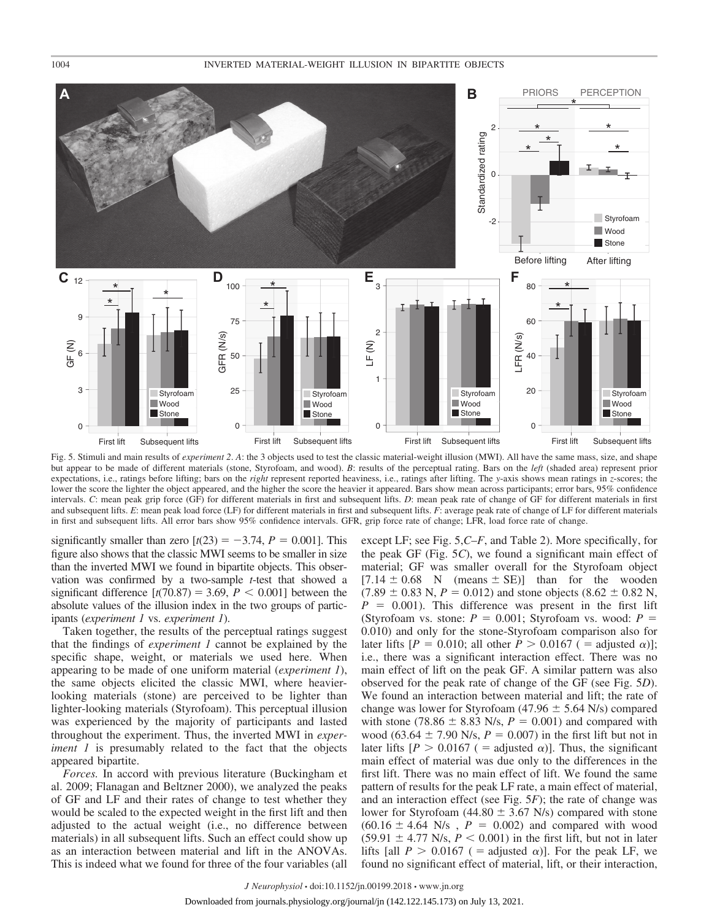Fig. 5. Stimuli and main results of *experiment 2*. *A*: the 3 objects used to test the classic material-weight illusion (MWI). All have the same mass, size, and shape but appear to be made of different materials (stone, Styrofoam, and wood). *B*: results of the perceptual rating. Bars on the *left* (shaded area) represent prior expectations, i.e., ratings before lifting; bars on the *right* represent reported heaviness, i.e., ratings after lifting. The *y*-axis shows mean ratings in *z*-scores; the lower the score the lighter the object appeared, and the higher the score the heavier it appeared. Bars show mean across participants; error bars, 95% confidence intervals. *C*: mean peak grip force (GF) for different materials in first and subsequent lifts. *D*: mean peak rate of change of GF for different materials in first and subsequent lifts. *E*: mean peak load force (LF) for different materials in first and subsequent lifts. *F*: average peak rate of change of LF for different materials in first and subsequent lifts. All error bars show 95% confidence intervals. GFR, grip force rate of change; LFR, load force rate of change.

significantly smaller than zero [$t(23) = -3.74$, $P = 0.001$]. This figure also shows that the classic MWI seems to be smaller in size than the inverted MWI we found in bipartite objects. This observation was confirmed by a two-sample *t*-test that showed a significant difference [$t(70.87) = 3.69$, $P < 0.001$] between the absolute values of the illusion index in the two groups of participants (*experiment 1* vs. *experiment 1*).

Taken together, the results of the perceptual ratings suggest that the findings of *experiment 1* cannot be explained by the specific shape, weight, or materials we used here. When appearing to be made of one uniform material (*experiment 1*), the same objects elicited the classic MWI, where heavier-looking materials (stone) are perceived to be lighter than lighter-looking materials (Styrofoam). This perceptual illusion was experienced by the majority of participants and lasted throughout the experiment. Thus, the inverted MWI in *experiment 1* is presumably related to the fact that the objects appeared bipartite.

*Forces.* In accord with previous literature (Buckingham et al. 2009; Flanagan and Beltzner 2000), we analyzed the peaks of GF and LF and their rates of change to test whether they would be scaled to the expected weight in the first lift and then adjusted to the actual weight (i.e., no difference between materials) in all subsequent lifts. Such an effect could show up as an interaction between material and lift in the ANOVAs. This is indeed what we found for three of the four variables (all except LF; see Fig. 5,*C*–*F*, and Table 2). More specifically, for the peak GF (Fig. 5*C*), we found a significant main effect of material; GF was smaller overall for the Styrofoam object [$7.14 \pm 0.68$ N (means $\pm$ SE)] than for the wooden ($7.89 \pm 0.83$ N, $P = 0.012$) and stone objects ($8.62 \pm 0.82$ N, $P = 0.001$). This difference was present in the first lift (Styrofoam vs. stone: $P = 0.001$; Styrofoam vs. wood: $P = 0.010$) and only for the stone-Styrofoam comparison also for later lifts [$P = 0.010$; all other $P > 0.0167$ ( = adjusted $\alpha$)]; i.e., there was a significant interaction effect. There was no main effect of lift on the peak GF. A similar pattern was also observed for the peak rate of change of the GF (see Fig. 5*D*). We found an interaction between material and lift; the rate of change was lower for Styrofoam ($47.96 \pm 5.64$ N/s) compared with stone ($78.86 \pm 8.83$ N/s, $P = 0.001$) and compared with wood ($63.64 \pm 7.90$ N/s, $P = 0.007$) in the first lift but not in later lifts [$P > 0.0167$ ( = adjusted $\alpha$)]. Thus, the significant main effect of material was due only to the differences in the first lift. There was no main effect of lift. We found the same pattern of results for the peak LF rate, a main effect of material, and an interaction effect (see Fig. 5*F*); the rate of change was lower for Styrofoam ($44.80 \pm 3.67$ N/s) compared with stone ($60.16 \pm 4.64$ N/s , $P = 0.002$) and compared with wood ($59.91 \pm 4.77$ N/s, $P < 0.001$) in the first lift, but not in later lifts [all $P > 0.0167$ ( = adjusted $\alpha$)]. For the peak LF, we found no significant effect of material, lift, or their interaction,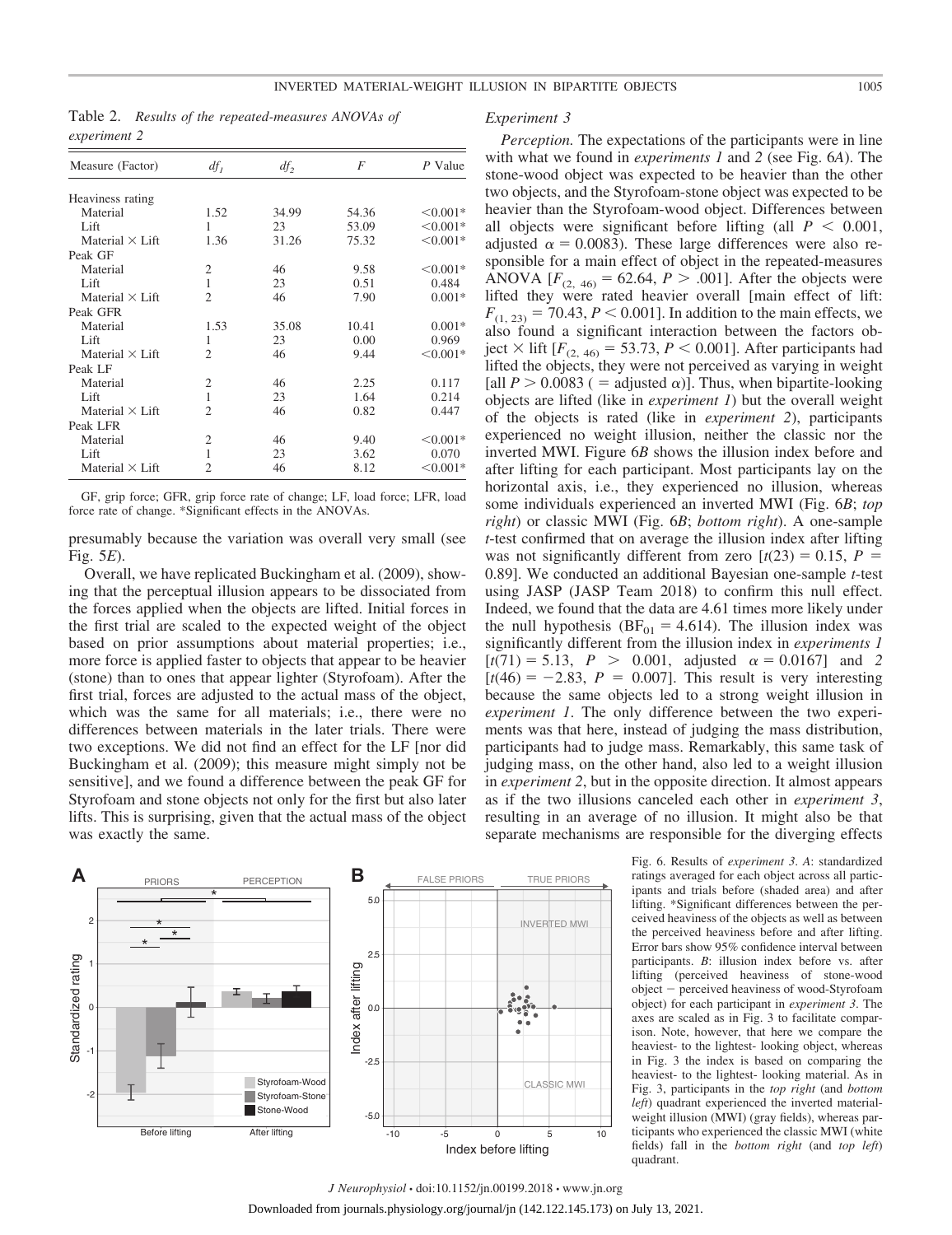Table 2. *Results of the repeated-measures ANOVAs of experiment 2*

| Measure (Factor) | $df_1$ | $df_2$ | $F$ | $P$ Value |
|---|---|---|---|---|
| Heaviness rating | | | | |
| Material | 1.52 | 34.99 | 54.36 | <0.001* |
| Lift | 1 | 23 | 53.09 | <0.001* |
| Material × Lift | 1.36 | 31.26 | 75.32 | <0.001* |
| Peak GF | | | | |
| Material | 2 | 46 | 9.58 | <0.001* |
| Lift | 1 | 23 | 0.51 | 0.484 |
| Material × Lift | 2 | 46 | 7.90 | 0.001* |
| Peak GFR | | | | |
| Material | 1.53 | 35.08 | 10.41 | 0.001* |
| Lift | 1 | 23 | 0.00 | 0.969 |
| Material × Lift | 2 | 46 | 9.44 | <0.001* |
| Peak LF | | | | |
| Material | 2 | 46 | 2.25 | 0.117 |
| Lift | 1 | 23 | 1.64 | 0.214 |
| Material × Lift | 2 | 46 | 0.82 | 0.447 |
| Peak LFR | | | | |
| Material | 2 | 46 | 9.40 | <0.001* |
| Lift | 1 | 23 | 3.62 | 0.070 |
| Material × Lift | 2 | 46 | 8.12 | <0.001* |

GF, grip force; GFR, grip force rate of change; LF, load force; LFR, load force rate of change. *Significant effects in the ANOVAs.

presumably because the variation was overall very small (see Fig. 5*E*).

Overall, we have replicated Buckingham et al. (2009), showing that the perceptual illusion appears to be dissociated from the forces applied when the objects are lifted. Initial forces in the first trial are scaled to the expected weight of the object based on prior assumptions about material properties; i.e., more force is applied faster to objects that appear to be heavier (stone) than to ones that appear lighter (Styrofoam). After the first trial, forces are adjusted to the actual mass of the object, which was the same for all materials; i.e., there were no differences between materials in the later trials. There were two exceptions. We did not find an effect for the LF [nor did Buckingham et al. (2009); this measure might simply not be sensitive], and we found a difference between the peak GF for Styrofoam and stone objects not only for the first but also later lifts. This is surprising, given that the actual mass of the object was exactly the same.

### *Experiment 3*

*Perception.* The expectations of the participants were in line with what we found in *experiments 1* and *2* (see Fig. 6*A*). The stone-wood object was expected to be heavier than the other two objects, and the Styrofoam-stone object was expected to be heavier than the Styrofoam-wood object. Differences between all objects were significant before lifting (all $P < 0.001$, adjusted $\alpha = 0.0083$). These large differences were also responsible for a main effect of object in the repeated-measures ANOVA [$F_{(2,\ 46)} = 62.64$, $P > .001$]. After the objects were lifted they were rated heavier overall [main effect of lift: $F_{(1,\ 23)} = 70.43$, $P < 0.001$]. In addition to the main effects, we also found a significant interaction between the factors object × lift [$F_{(2,\ 46)} = 53.73$, $P < 0.001$]. After participants had lifted the objects, they were not perceived as varying in weight [all $P > 0.0083$ ( = adjusted $\alpha$)]. Thus, when bipartite-looking objects are lifted (like in *experiment 1*) but the overall weight of the objects is rated (like in *experiment 2*), participants experienced no weight illusion, neither the classic nor the inverted MWI. Figure 6*B* shows the illusion index before and after lifting for each participant. Most participants lay on the horizontal axis, i.e., they experienced no illusion, whereas some individuals experienced an inverted MWI (Fig. 6*B*; *top right*) or classic MWI (Fig. 6*B*; *bottom right*). A one-sample *t*-test confirmed that on average the illusion index after lifting was not significantly different from zero [$t(23) = 0.15$, $P = 0.89$]. We conducted an additional Bayesian one-sample *t*-test using JASP (JASP Team 2018) to confirm this null effect. Indeed, we found that the data are 4.61 times more likely under the null hypothesis ($BF_{01} = 4.614$). The illusion index was significantly different from the illusion index in *experiments 1* [$t(71) = 5.13$, $P > 0.001$, adjusted $\alpha = 0.0167$] and *2* [$t(46) = -2.83$, $P = 0.007$]. This result is very interesting because the same objects led to a strong weight illusion in *experiment 1*. The only difference between the two experiments was that here, instead of judging the mass distribution, participants had to judge mass. Remarkably, this same task of judging mass, on the other hand, also led to a weight illusion in *experiment 2*, but in the opposite direction. It almost appears as if the two illusions canceled each other in *experiment 3*, resulting in an average of no illusion. It might also be that separate mechanisms are responsible for the diverging effects

Fig. 6. Results of *experiment 3*. *A*: standardized ratings averaged for each object across all participants and trials before (shaded area) and after lifting. *Significant differences between the perceived heaviness of the objects as well as between the perceived heaviness before and after lifting. Error bars show 95% confidence interval between participants. *B*: illusion index before vs. after lifting (perceived heaviness of stone-wood object − perceived heaviness of wood-Styrofoam object) for each participant in *experiment 3*. The axes are scaled as in Fig. 3 to facilitate comparison. Note, however, that here we compare the heaviest- to the lightest-looking object, whereas in Fig. 3 the index is based on comparing the heaviest- to the lightest- looking material. As in Fig. 3, participants in the *top right* (and *bottom left*) quadrant experienced the inverted material-weight illusion (MWI) (gray fields), whereas participants who experienced the classic MWI (white fields) fall in the *bottom right* (and *top left*) quadrant.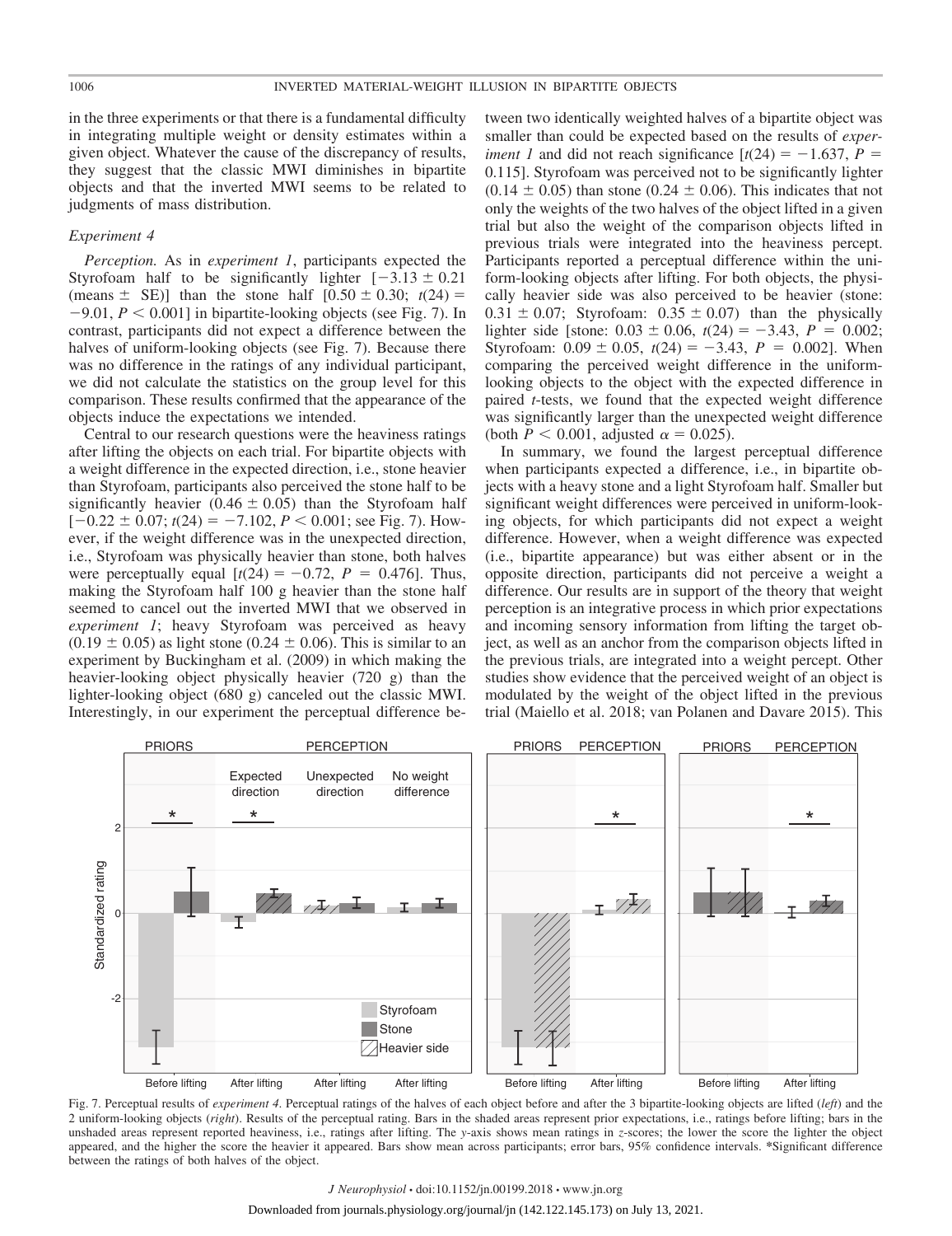in the three experiments or that there is a fundamental difficulty in integrating multiple weight or density estimates within a given object. Whatever the cause of the discrepancy of results, they suggest that the classic MWI diminishes in bipartite objects and that the inverted MWI seems to be related to judgments of mass distribution.

### Experiment 4

*Perception.* As in *experiment 1*, participants expected the Styrofoam half to be significantly lighter [$-3.13 \pm 0.21$ (means $\pm$ SE)] than the stone half [$0.50 \pm 0.30$; $t(24) = -9.01$, $P < 0.001$] in bipartite-looking objects (see Fig. 7). In contrast, participants did not expect a difference between the halves of uniform-looking objects (see Fig. 7). Because there was no difference in the ratings of any individual participant, we did not calculate the statistics on the group level for this comparison. These results confirmed that the appearance of the objects induce the expectations we intended.

Central to our research questions were the heaviness ratings after lifting the objects on each trial. For bipartite objects with a weight difference in the expected direction, i.e., stone heavier than Styrofoam, participants also perceived the stone half to be significantly heavier ($0.46 \pm 0.05$) than the Styrofoam half [$-0.22 \pm 0.07$; $t(24) = -7.102$, $P < 0.001$; see Fig. 7). However, if the weight difference was in the unexpected direction, i.e., Styrofoam was physically heavier than stone, both halves were perceptually equal [$t(24) = -0.72$, $P = 0.476$]. Thus, making the Styrofoam half 100 g heavier than the stone half seemed to cancel out the inverted MWI that we observed in *experiment 1*; heavy Styrofoam was perceived as heavy ($0.19 \pm 0.05$) as light stone ($0.24 \pm 0.06$). This is similar to an experiment by Buckingham et al. (2009) in which making the heavier-looking object physically heavier (720 g) than the lighter-looking object (680 g) canceled out the classic MWI. Interestingly, in our experiment the perceptual difference between two identically weighted halves of a bipartite object was smaller than could be expected based on the results of *experiment 1* and did not reach significance [$t(24) = -1.637$, $P = 0.115$]. Styrofoam was perceived not to be significantly lighter ($0.14 \pm 0.05$) than stone ($0.24 \pm 0.06$). This indicates that not only the weights of the two halves of the object lifted in a given trial but also the weight of the comparison objects lifted in previous trials were integrated into the heaviness percept. Participants reported a perceptual difference within the uniform-looking objects after lifting. For both objects, the physically heavier side was also perceived to be heavier (stone: $0.31 \pm 0.07$; Styrofoam: $0.35 \pm 0.07$) than the physically lighter side [stone: $0.03 \pm 0.06$, $t(24) = -3.43$, $P = 0.002$; Styrofoam: $0.09 \pm 0.05$, $t(24) = -3.43$, $P = 0.002$]. When comparing the perceived weight difference in the uniform-looking objects to the object with the expected difference in paired *t*-tests, we found that the expected weight difference was significantly larger than the unexpected weight difference (both $P < 0.001$, adjusted $\alpha = 0.025$).

In summary, we found the largest perceptual difference when participants expected a difference, i.e., in bipartite objects with a heavy stone and a light Styrofoam half. Smaller but significant weight differences were perceived in uniform-looking objects, for which participants did not expect a weight difference. However, when a weight difference was expected (i.e., bipartite appearance) but was either absent or in the opposite direction, participants did not perceive a weight a difference. Our results are in support of the theory that weight perception is an integrative process in which prior expectations and incoming sensory information from lifting the target object, as well as an anchor from the comparison objects lifted in the previous trials, are integrated into a weight percept. Other studies show evidence that the perceived weight of an object is modulated by the weight of the object lifted in the previous trial (Maiello et al. 2018; van Polanen and Davare 2015). This

Fig. 7. Perceptual results of *experiment 4*. Perceptual ratings of the halves of each object before and after the 3 bipartite-looking objects are lifted (*left*) and the 2 uniform-looking objects (*right*). Results of the perceptual rating. Bars in the shaded areas represent prior expectations, i.e., ratings before lifting; bars in the unshaded areas represent reported heaviness, i.e., ratings after lifting. The *y*-axis shows mean ratings in *z*-scores; the lower the score the lighter the object appeared, and the higher the score the heavier it appeared. Bars show mean across participants; error bars, 95% confidence intervals. *Significant difference between the ratings of both halves of the object.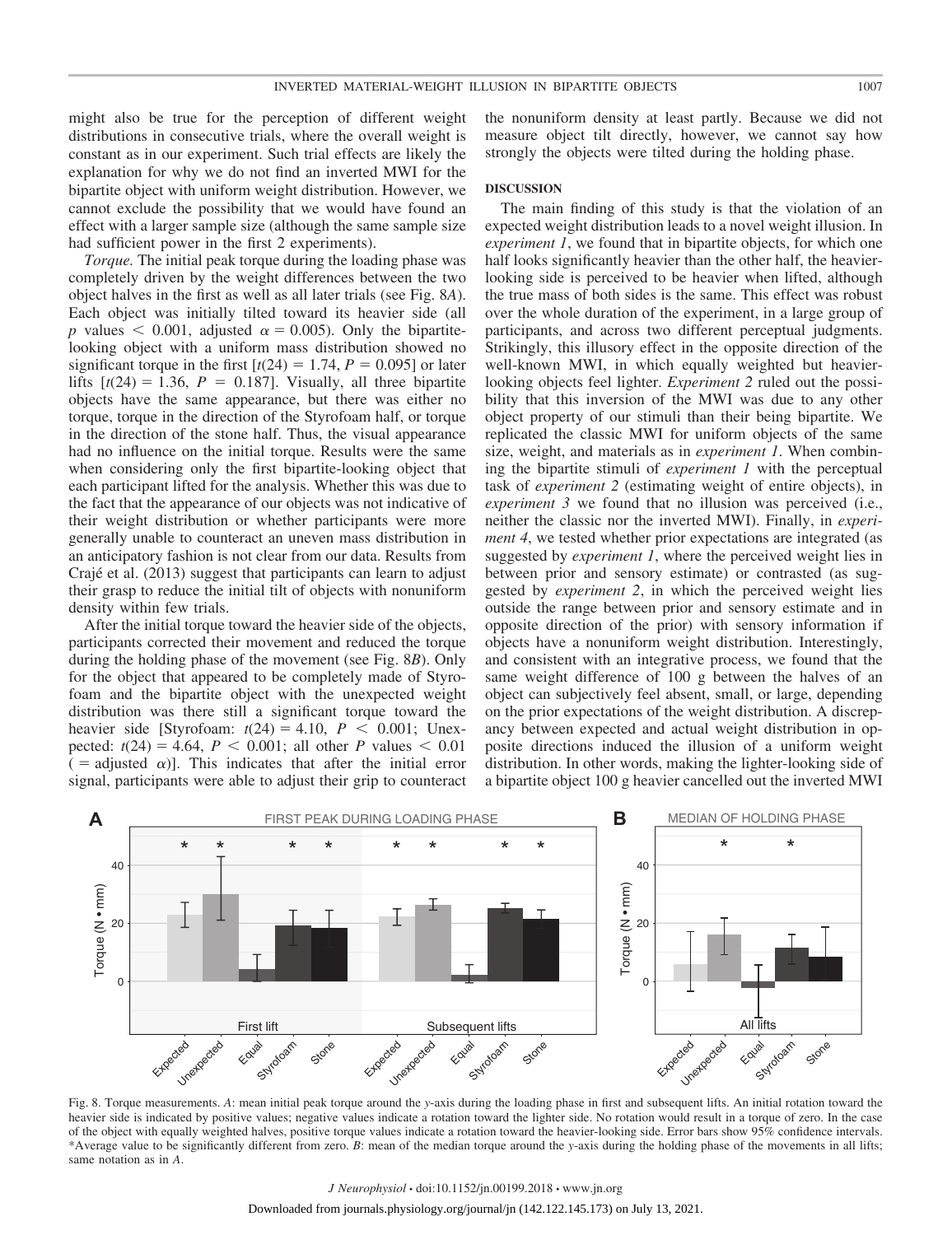might also be true for the perception of different weight distributions in consecutive trials, where the overall weight is constant as in our experiment. Such trial effects are likely the explanation for why we do not find an inverted MWI for the bipartite object with uniform weight distribution. However, we cannot exclude the possibility that we would have found an effect with a larger sample size (although the same sample size had sufficient power in the first 2 experiments).

*Torque.* The initial peak torque during the loading phase was completely driven by the weight differences between the two object halves in the first as well as all later trials (see Fig. 8*A*). Each object was initially tilted toward its heavier side (all $p$ values $< 0.001$, adjusted $\alpha = 0.005$). Only the bipartite-looking object with a uniform mass distribution showed no significant torque in the first [$t(24) = 1.74$, $P = 0.095$] or later lifts [$t(24) = 1.36$, $P = 0.187$]. Visually, all three bipartite objects have the same appearance, but there was either no torque, torque in the direction of the Styrofoam half, or torque in the direction of the stone half. Thus, the visual appearance had no influence on the initial torque. Results were the same when considering only the first bipartite-looking object that each participant lifted for the analysis. Whether this was due to the fact that the appearance of our objects was not indicative of their weight distribution or whether participants were more generally unable to counteract an uneven mass distribution in an anticipatory fashion is not clear from our data. Results from Crajé et al. (2013) suggest that participants can learn to adjust their grasp to reduce the initial tilt of objects with nonuniform density within few trials.

After the initial torque toward the heavier side of the objects, participants corrected their movement and reduced the torque during the holding phase of the movement (see Fig. 8*B*). Only for the object that appeared to be completely made of Styrofoam and the bipartite object with the unexpected weight distribution was there still a significant torque toward the heavier side [Styrofoam: $t(24) = 4.10$, $P < 0.001$; Unexpected: $t(24) = 4.64$, $P < 0.001$; all other $P$ values $< 0.01$ ($=$ adjusted $\alpha$)]. This indicates that after the initial error signal, participants were able to adjust their grip to counteract the nonuniform density at least partly. Because we did not measure object tilt directly, however, we cannot say how strongly the objects were tilted during the holding phase.

## DISCUSSION

The main finding of this study is that the violation of an expected weight distribution leads to a novel weight illusion. In *experiment 1*, we found that in bipartite objects, for which one half looks significantly heavier than the other half, the heavier-looking side is perceived to be heavier when lifted, although the true mass of both sides is the same. This effect was robust over the whole duration of the experiment, in a large group of participants, and across two different perceptual judgments. Strikingly, this illusory effect in the opposite direction of the well-known MWI, in which equally weighted but heavier-looking objects feel lighter. *Experiment 2* ruled out the possibility that this inversion of the MWI was due to any other object property of our stimuli than their being bipartite. We replicated the classic MWI for uniform objects of the same size, weight, and materials as in *experiment 1*. When combining the bipartite stimuli of *experiment 1* with the perceptual task of *experiment 2* (estimating weight of entire objects), in *experiment 3* we found that no illusion was perceived (i.e., neither the classic nor the inverted MWI). Finally, in *experiment 4*, we tested whether prior expectations are integrated (as suggested by *experiment 1*, where the perceived weight lies in between prior and sensory estimate) or contrasted (as suggested by *experiment 2*, in which the perceived weight lies outside the range between prior and sensory estimate and in opposite direction of the prior) with sensory information if objects have a nonuniform weight distribution. Interestingly, and consistent with an integrative process, we found that the same weight difference of 100 g between the halves of an object can subjectively feel absent, small, or large, depending on the prior expectations of the weight distribution. A discrepancy between expected and actual weight distribution in opposite directions induced the illusion of a uniform weight distribution. In other words, making the lighter-looking side of a bipartite object 100 g heavier cancelled out the inverted MWI

Fig. 8. Torque measurements. *A*: mean initial peak torque around the *y*-axis during the loading phase in first and subsequent lifts. An initial rotation toward the heavier side is indicated by positive values; negative values indicate a rotation toward the lighter side. No rotation would result in a torque of zero. In the case of the object with equally weighted halves, positive torque values indicate a rotation toward the heavier-looking side. Error bars show 95% confidence intervals. *Average value to be significantly different from zero. *B*: mean of the median torque around the *y*-axis during the holding phase of the movements in all lifts; same notation as in *A*.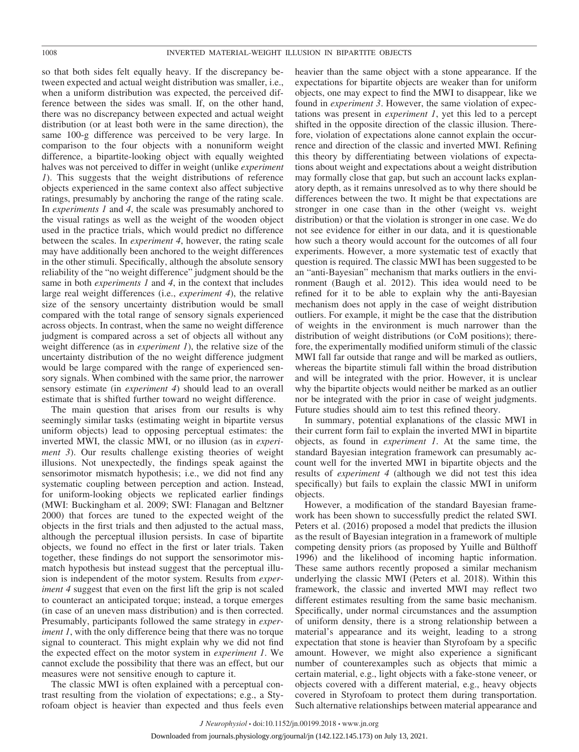so that both sides felt equally heavy. If the discrepancy between expected and actual weight distribution was smaller, i.e., when a uniform distribution was expected, the perceived difference between the sides was small. If, on the other hand, there was no discrepancy between expected and actual weight distribution (or at least both were in the same direction), the same 100-g difference was perceived to be very large. In comparison to the four objects with a nonuniform weight difference, a bipartite-looking object with equally weighted halves was not perceived to differ in weight (unlike *experiment 1*). This suggests that the weight distributions of reference objects experienced in the same context also affect subjective ratings, presumably by anchoring the range of the rating scale. In *experiments 1* and *4*, the scale was presumably anchored to the visual ratings as well as the weight of the wooden object used in the practice trials, which would predict no difference between the scales. In *experiment 4*, however, the rating scale may have additionally been anchored to the weight differences in the other stimuli. Specifically, although the absolute sensory reliability of the "no weight difference" judgment should be the same in both *experiments 1* and *4*, in the context that includes large real weight differences (i.e., *experiment 4*), the relative size of the sensory uncertainty distribution would be small compared with the total range of sensory signals experienced across objects. In contrast, when the same no weight difference judgment is compared across a set of objects all without any weight difference (as in *experiment 1*), the relative size of the uncertainty distribution of the no weight difference judgment would be large compared with the range of experienced sensory signals. When combined with the same prior, the narrower sensory estimate (in *experiment 4*) should lead to an overall estimate that is shifted further toward no weight difference.

The main question that arises from our results is why seemingly similar tasks (estimating weight in bipartite versus uniform objects) lead to opposing perceptual estimates: the inverted MWI, the classic MWI, or no illusion (as in *experiment 3*). Our results challenge existing theories of weight illusions. Not unexpectedly, the findings speak against the sensorimotor mismatch hypothesis; i.e., we did not find any systematic coupling between perception and action. Instead, for uniform-looking objects we replicated earlier findings (MWI: Buckingham et al. 2009; SWI: Flanagan and Beltzner 2000) that forces are tuned to the expected weight of the objects in the first trials and then adjusted to the actual mass, although the perceptual illusion persists. In case of bipartite objects, we found no effect in the first or later trials. Taken together, these findings do not support the sensorimotor mismatch hypothesis but instead suggest that the perceptual illusion is independent of the motor system. Results from *experiment 4* suggest that even on the first lift the grip is not scaled to counteract an anticipated torque; instead, a torque emerges (in case of an uneven mass distribution) and is then corrected. Presumably, participants followed the same strategy in *experiment 1*, with the only difference being that there was no torque signal to counteract. This might explain why we did not find the expected effect on the motor system in *experiment 1*. We cannot exclude the possibility that there was an effect, but our measures were not sensitive enough to capture it.

The classic MWI is often explained with a perceptual contrast resulting from the violation of expectations; e.g., a Styrofoam object is heavier than expected and thus feels even heavier than the same object with a stone appearance. If the expectations for bipartite objects are weaker than for uniform objects, one may expect to find the MWI to disappear, like we found in *experiment 3*. However, the same violation of expectations was present in *experiment 1*, yet this led to a percept shifted in the opposite direction of the classic illusion. Therefore, violation of expectations alone cannot explain the occurrence and direction of the classic and inverted MWI. Refining this theory by differentiating between violations of expectations about weight and expectations about a weight distribution may formally close that gap, but such an account lacks explanatory depth, as it remains unresolved as to why there should be differences between the two. It might be that expectations are stronger in one case than in the other (weight vs. weight distribution) or that the violation is stronger in one case. We do not see evidence for either in our data, and it is questionable how such a theory would account for the outcomes of all four experiments. However, a more systematic test of exactly that question is required. The classic MWI has been suggested to be an "anti-Bayesian" mechanism that marks outliers in the environment (Baugh et al. 2012). This idea would need to be refined for it to be able to explain why the anti-Bayesian mechanism does not apply in the case of weight distribution outliers. For example, it might be the case that the distribution of weights in the environment is much narrower than the distribution of weight distributions (or CoM positions); therefore, the experimentally modified uniform stimuli of the classic MWI fall far outside that range and will be marked as outliers, whereas the bipartite stimuli fall within the broad distribution and will be integrated with the prior. However, it is unclear why the bipartite objects would neither be marked as an outlier nor be integrated with the prior in case of weight judgments. Future studies should aim to test this refined theory.

In summary, potential explanations of the classic MWI in their current form fail to explain the inverted MWI in bipartite objects, as found in *experiment 1*. At the same time, the standard Bayesian integration framework can presumably account well for the inverted MWI in bipartite objects and the results of *experiment 4* (although we did not test this idea specifically) but fails to explain the classic MWI in uniform objects.

However, a modification of the standard Bayesian framework has been shown to successfully predict the related SWI. Peters et al. (2016) proposed a model that predicts the illusion as the result of Bayesian integration in a framework of multiple competing density priors (as proposed by Yuille and Bülthoff 1996) and the likelihood of incoming haptic information. These same authors recently proposed a similar mechanism underlying the classic MWI (Peters et al. 2018). Within this framework, the classic and inverted MWI may reflect two different estimates resulting from the same basic mechanism. Specifically, under normal circumstances and the assumption of uniform density, there is a strong relationship between a material's appearance and its weight, leading to a strong expectation that stone is heavier than Styrofoam by a specific amount. However, we might also experience a significant number of counterexamples such as objects that mimic a certain material, e.g., light objects with a fake-stone veneer, or objects covered with a different material, e.g., heavy objects covered in Styrofoam to protect them during transportation. Such alternative relationships between material appearance and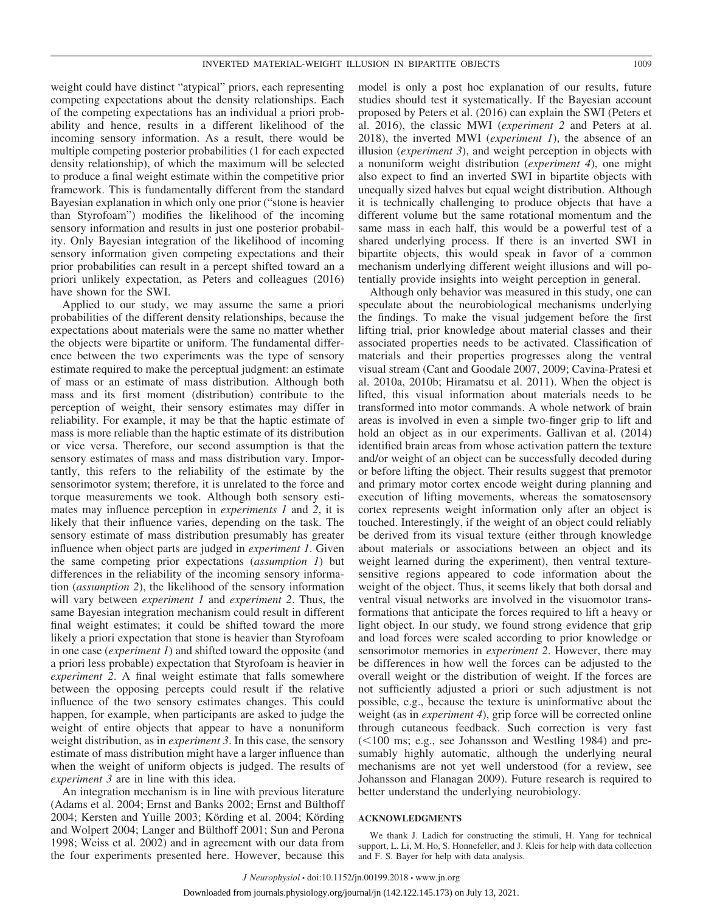weight could have distinct "atypical" priors, each representing competing expectations about the density relationships. Each of the competing expectations has an individual a priori probability and hence, results in a different likelihood of the incoming sensory information. As a result, there would be multiple competing posterior probabilities (1 for each expected density relationship), of which the maximum will be selected to produce a final weight estimate within the competitive prior framework. This is fundamentally different from the standard Bayesian explanation in which only one prior ("stone is heavier than Styrofoam") modifies the likelihood of the incoming sensory information and results in just one posterior probability. Only Bayesian integration of the likelihood of incoming sensory information given competing expectations and their prior probabilities can result in a percept shifted toward an a priori unlikely expectation, as Peters and colleagues (2016) have shown for the SWI.

Applied to our study, we may assume the same a priori probabilities of the different density relationships, because the expectations about materials were the same no matter whether the objects were bipartite or uniform. The fundamental difference between the two experiments was the type of sensory estimate required to make the perceptual judgment: an estimate of mass or an estimate of mass distribution. Although both mass and its first moment (distribution) contribute to the perception of weight, their sensory estimates may differ in reliability. For example, it may be that the haptic estimate of mass is more reliable than the haptic estimate of its distribution or vice versa. Therefore, our second assumption is that the sensory estimates of mass and mass distribution vary. Importantly, this refers to the reliability of the estimate by the sensorimotor system; therefore, it is unrelated to the force and torque measurements we took. Although both sensory estimates may influence perception in *experiments 1* and *2*, it is likely that their influence varies, depending on the task. The sensory estimate of mass distribution presumably has greater influence when object parts are judged in *experiment 1*. Given the same competing prior expectations (*assumption 1*) but differences in the reliability of the incoming sensory information (*assumption 2*), the likelihood of the sensory information will vary between *experiment 1* and *experiment 2*. Thus, the same Bayesian integration mechanism could result in different final weight estimates; it could be shifted toward the more likely a priori expectation that stone is heavier than Styrofoam in one case (*experiment 1*) and shifted toward the opposite (and a priori less probable) expectation that Styrofoam is heavier in *experiment 2*. A final weight estimate that falls somewhere between the opposing percepts could result if the relative influence of the two sensory estimates changes. This could happen, for example, when participants are asked to judge the weight of entire objects that appear to have a nonuniform weight distribution, as in *experiment 3*. In this case, the sensory estimate of mass distribution might have a larger influence than when the weight of uniform objects is judged. The results of *experiment 3* are in line with this idea.

An integration mechanism is in line with previous literature (Adams et al. 2004; Ernst and Banks 2002; Ernst and Bülthoff 2004; Kersten and Yuille 2003; Körding et al. 2004; Körding and Wolpert 2004; Langer and Bülthoff 2001; Sun and Perona 1998; Weiss et al. 2002) and in agreement with our data from the four experiments presented here. However, because this model is only a post hoc explanation of our results, future studies should test it systematically. If the Bayesian account proposed by Peters et al. (2016) can explain the SWI (Peters et al. 2016), the classic MWI (*experiment 2* and Peters at al. 2018), the inverted MWI (*experiment 1*), the absence of an illusion (*experiment 3*), and weight perception in objects with a nonuniform weight distribution (*experiment 4*), one might also expect to find an inverted SWI in bipartite objects with unequally sized halves but equal weight distribution. Although it is technically challenging to produce objects that have a different volume but the same rotational momentum and the same mass in each half, this would be a powerful test of a shared underlying process. If there is an inverted SWI in bipartite objects, this would speak in favor of a common mechanism underlying different weight illusions and will potentially provide insights into weight perception in general.

Although only behavior was measured in this study, one can speculate about the neurobiological mechanisms underlying the findings. To make the visual judgement before the first lifting trial, prior knowledge about material classes and their associated properties needs to be activated. Classification of materials and their properties progresses along the ventral visual stream (Cant and Goodale 2007, 2009; Cavina-Pratesi et al. 2010a, 2010b; Hiramatsu et al. 2011). When the object is lifted, this visual information about materials needs to be transformed into motor commands. A whole network of brain areas is involved in even a simple two-finger grip to lift and hold an object as in our experiments. Gallivan et al. (2014) identified brain areas from whose activation pattern the texture and/or weight of an object can be successfully decoded during or before lifting the object. Their results suggest that premotor and primary motor cortex encode weight during planning and execution of lifting movements, whereas the somatosensory cortex represents weight information only after an object is touched. Interestingly, if the weight of an object could reliably be derived from its visual texture (either through knowledge about materials or associations between an object and its weight learned during the experiment), then ventral texture-sensitive regions appeared to code information about the weight of the object. Thus, it seems likely that both dorsal and ventral visual networks are involved in the visuomotor transformations that anticipate the forces required to lift a heavy or light object. In our study, we found strong evidence that grip and load forces were scaled according to prior knowledge or sensorimotor memories in *experiment 2*. However, there may be differences in how well the forces can be adjusted to the overall weight or the distribution of weight. If the forces are not sufficiently adjusted a priori or such adjustment is not possible, e.g., because the texture is uninformative about the weight (as in *experiment 4*), grip force will be corrected online through cutaneous feedback. Such correction is very fast (<100 ms; e.g., see Johansson and Westling 1984) and presumably highly automatic, although the underlying neural mechanisms are not yet well understood (for a review, see Johansson and Flanagan 2009). Future research is required to better understand the underlying neurobiology.

## ACKNOWLEDGMENTS

We thank J. Ladich for constructing the stimuli, H. Yang for technical support, L. Li, M. Ho, S. Honnefeller, and J. Kleis for help with data collection and F. S. Bayer for help with data analysis.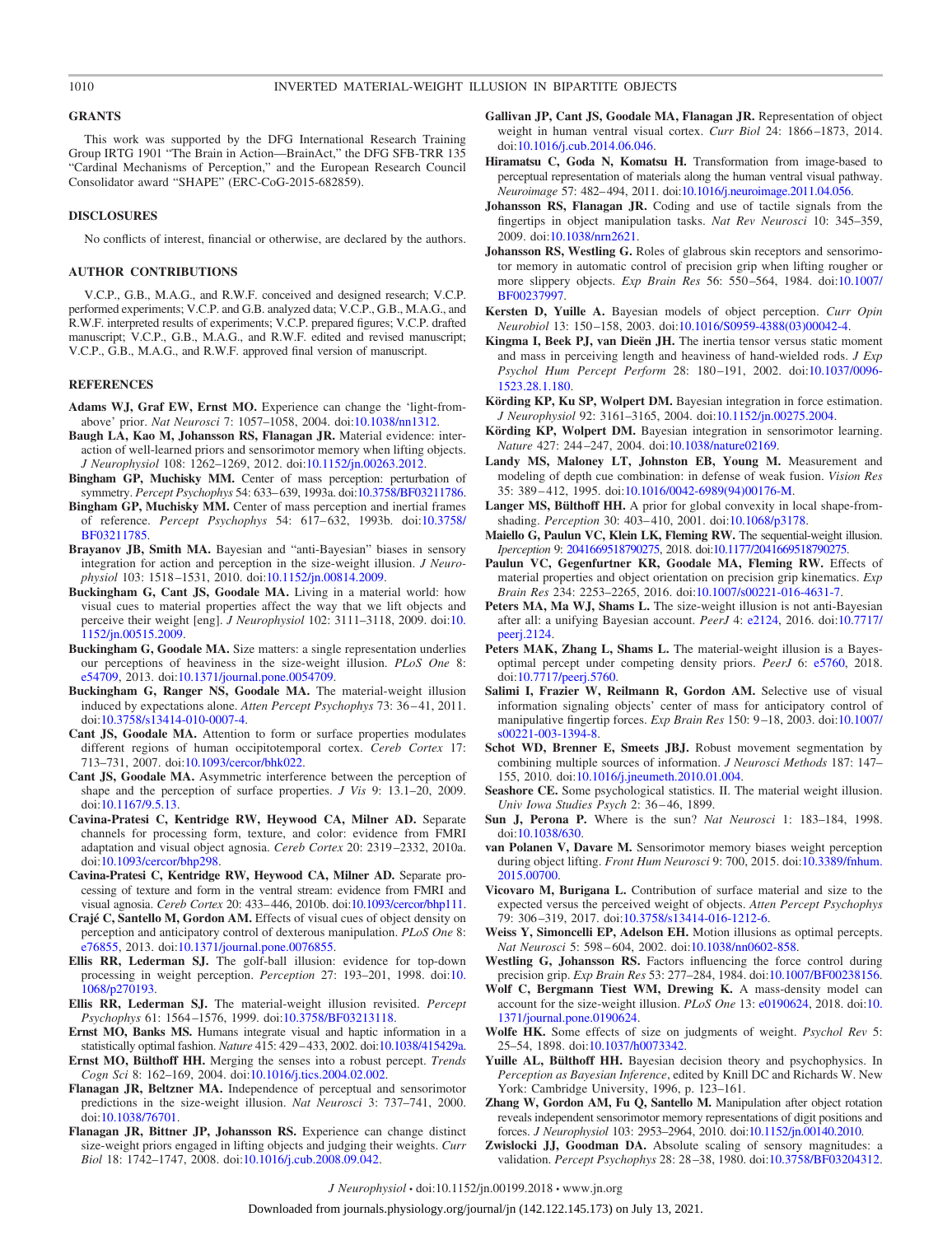## GRANTS

This work was supported by the DFG International Research Training Group IRTG 1901 "The Brain in Action—BrainAct," the DFG SFB-TRR 135 "Cardinal Mechanisms of Perception," and the European Research Council Consolidator award "SHAPE" (ERC-CoG-2015-682859).

## DISCLOSURES

No conflicts of interest, financial or otherwise, are declared by the authors.

## AUTHOR CONTRIBUTIONS

V.C.P., G.B., M.A.G., and R.W.F. conceived and designed research; V.C.P. performed experiments; V.C.P. and G.B. analyzed data; V.C.P., G.B., M.A.G., and R.W.F. interpreted results of experiments; V.C.P. prepared figures; V.C.P. drafted manuscript; V.C.P., G.B., M.A.G., and R.W.F. edited and revised manuscript; V.C.P., G.B., M.A.G., and R.W.F. approved final version of manuscript.

## REFERENCES

**Adams WJ, Graf EW, Ernst MO.** Experience can change the 'light-from-above' prior. *Nat Neurosci* 7: 1057–1058, 2004. doi:10.1038/nn1312.

**Baugh LA, Kao M, Johansson RS, Flanagan JR.** Material evidence: interaction of well-learned priors and sensorimotor memory when lifting objects. *J Neurophysiol* 108: 1262–1269, 2012. doi:10.1152/jn.00263.2012.

**Bingham GP, Muchisky MM.** Center of mass perception: perturbation of symmetry. *Percept Psychophys* 54: 633–639, 1993a. doi:10.3758/BF03211786.

**Bingham GP, Muchisky MM.** Center of mass perception and inertial frames of reference. *Percept Psychophys* 54: 617–632, 1993b. doi:10.3758/BF03211785.

**Brayanov JB, Smith MA.** Bayesian and "anti-Bayesian" biases in sensory integration for action and perception in the size-weight illusion. *J Neurophysiol* 103: 1518–1531, 2010. doi:10.1152/jn.00814.2009.

**Buckingham G, Cant JS, Goodale MA.** Living in a material world: how visual cues to material properties affect the way that we lift objects and perceive their weight [eng]. *J Neurophysiol* 102: 3111–3118, 2009. doi:10.1152/jn.00515.2009.

**Buckingham G, Goodale MA.** Size matters: a single representation underlies our perceptions of heaviness in the size-weight illusion. *PLoS One* 8: e54709, 2013. doi:10.1371/journal.pone.0054709.

**Buckingham G, Ranger NS, Goodale MA.** The material-weight illusion induced by expectations alone. *Atten Percept Psychophys* 73: 36–41, 2011. doi:10.3758/s13414-010-0007-4.

**Cant JS, Goodale MA.** Attention to form or surface properties modulates different regions of human occipitotemporal cortex. *Cereb Cortex* 17: 713–731, 2007. doi:10.1093/cercor/bhk022.

**Cant JS, Goodale MA.** Asymmetric interference between the perception of shape and the perception of surface properties. *J Vis* 9: 13.1–20, 2009. doi:10.1167/9.5.13.

**Cavina-Pratesi C, Kentridge RW, Heywood CA, Milner AD.** Separate channels for processing form, texture, and color: evidence from FMRI adaptation and visual agnosia. *Cereb Cortex* 20: 2319–2332, 2010a. doi:10.1093/cercor/bhp298.

**Cavina-Pratesi C, Kentridge RW, Heywood CA, Milner AD.** Separate processing of texture and form in the ventral stream: evidence from FMRI and visual agnosia. *Cereb Cortex* 20: 433–446, 2010b. doi:10.1093/cercor/bhp111.

**Crajé C, Santello M, Gordon AM.** Effects of visual cues of object density on perception and anticipatory control of dexterous manipulation. *PLoS One* 8: e76855, 2013. doi:10.1371/journal.pone.0076855.

**Ellis RR, Lederman SJ.** The golf-ball illusion: evidence for top-down processing in weight perception. *Perception* 27: 193–201, 1998. doi:10.1068/p270193.

**Ellis RR, Lederman SJ.** The material-weight illusion revisited. *Percept Psychophys* 61: 1564–1576, 1999. doi:10.3758/BF03213118.

**Ernst MO, Banks MS.** Humans integrate visual and haptic information in a statistically optimal fashion. *Nature* 415: 429–433, 2002. doi:10.1038/415429a.

**Ernst MO, Bülthoff HH.** Merging the senses into a robust percept. *Trends Cogn Sci* 8: 162–169, 2004. doi:10.1016/j.tics.2004.02.002.

**Flanagan JR, Beltzner MA.** Independence of perceptual and sensorimotor predictions in the size-weight illusion. *Nat Neurosci* 3: 737–741, 2000. doi:10.1038/76701.

**Flanagan JR, Bittner JP, Johansson RS.** Experience can change distinct size-weight priors engaged in lifting objects and judging their weights. *Curr Biol* 18: 1742–1747, 2008. doi:10.1016/j.cub.2008.09.042.

**Gallivan JP, Cant JS, Goodale MA, Flanagan JR.** Representation of object weight in human ventral visual cortex. *Curr Biol* 24: 1866–1873, 2014. doi:10.1016/j.cub.2014.06.046.

**Hiramatsu C, Goda N, Komatsu H.** Transformation from image-based to perceptual representation of materials along the human ventral visual pathway. *Neuroimage* 57: 482–494, 2011. doi:10.1016/j.neuroimage.2011.04.056.

**Johansson RS, Flanagan JR.** Coding and use of tactile signals from the fingertips in object manipulation tasks. *Nat Rev Neurosci* 10: 345–359, 2009. doi:10.1038/nrn2621.

**Johansson RS, Westling G.** Roles of glabrous skin receptors and sensorimotor memory in automatic control of precision grip when lifting rougher or more slippery objects. *Exp Brain Res* 56: 550–564, 1984. doi:10.1007/BF00237997.

**Kersten D, Yuille A.** Bayesian models of object perception. *Curr Opin Neurobiol* 13: 150–158, 2003. doi:10.1016/S0959-4388(03)00042-4.

**Kingma I, Beek PJ, van Dieën JH.** The inertia tensor versus static moment and mass in perceiving length and heaviness of hand-wielded rods. *J Exp Psychol Hum Percept Perform* 28: 180–191, 2002. doi:10.1037/0096-1523.28.1.180.

**Körding KP, Ku SP, Wolpert DM.** Bayesian integration in force estimation. *J Neurophysiol* 92: 3161–3165, 2004. doi:10.1152/jn.00275.2004.

**Körding KP, Wolpert DM.** Bayesian integration in sensorimotor learning. *Nature* 427: 244–247, 2004. doi:10.1038/nature02169.

**Landy MS, Maloney LT, Johnston EB, Young M.** Measurement and modeling of depth cue combination: in defense of weak fusion. *Vision Res* 35: 389–412, 1995. doi:10.1016/0042-6989(94)00176-M.

**Langer MS, Bülthoff HH.** A prior for global convexity in local shape-from-shading. *Perception* 30: 403–410, 2001. doi:10.1068/p3178.

**Maiello G, Paulun VC, Klein LK, Fleming RW.** The sequential-weight illusion. *Iperception* 9: 2041669518790275, 2018. doi:10.1177/2041669518790275.

**Paulun VC, Gegenfurtner KR, Goodale MA, Fleming RW.** Effects of material properties and object orientation on precision grip kinematics. *Exp Brain Res* 234: 2253–2265, 2016. doi:10.1007/s00221-016-4631-7.

**Peters MA, Ma WJ, Shams L.** The size-weight illusion is not anti-Bayesian after all: a unifying Bayesian account. *PeerJ* 4: e2124, 2016. doi:10.7717/peerj.2124.

**Peters MAK, Zhang L, Shams L.** The material-weight illusion is a Bayes-optimal percept under competing density priors. *PeerJ* 6: e5760, 2018. doi:10.7717/peerj.5760.

**Salimi I, Frazier W, Reilmann R, Gordon AM.** Selective use of visual information signaling objects' center of mass for anticipatory control of manipulative fingertip forces. *Exp Brain Res* 150: 9–18, 2003. doi:10.1007/s00221-003-1394-8.

**Schot WD, Brenner E, Smeets JBJ.** Robust movement segmentation by combining multiple sources of information. *J Neurosci Methods* 187: 147–155, 2010. doi:10.1016/j.jneumeth.2010.01.004.

**Seashore CE.** Some psychological statistics. II. The material weight illusion. *Univ Iowa Studies Psych* 2: 36–46, 1899.

**Sun J, Perona P.** Where is the sun? *Nat Neurosci* 1: 183–184, 1998. doi:10.1038/630.

**van Polanen V, Davare M.** Sensorimotor memory biases weight perception during object lifting. *Front Hum Neurosci* 9: 700, 2015. doi:10.3389/fnhum.2015.00700.

**Vicovaro M, Burigana L.** Contribution of surface material and size to the expected versus the perceived weight of objects. *Atten Percept Psychophys* 79: 306–319, 2017. doi:10.3758/s13414-016-1212-6.

**Weiss Y, Simoncelli EP, Adelson EH.** Motion illusions as optimal percepts. *Nat Neurosci* 5: 598–604, 2002. doi:10.1038/nn0602-858.

**Westling G, Johansson RS.** Factors influencing the force control during precision grip. *Exp Brain Res* 53: 277–284, 1984. doi:10.1007/BF00238156.

**Wolf C, Bergmann Tiest WM, Drewing K.** A mass-density model can account for the size-weight illusion. *PLoS One* 13: e0190624, 2018. doi:10.1371/journal.pone.0190624.

**Wolfe HK.** Some effects of size on judgments of weight. *Psychol Rev* 5: 25–54, 1898. doi:10.1037/h0073342.

**Yuille AL, Bülthoff HH.** Bayesian decision theory and psychophysics. In *Perception as Bayesian Inference*, edited by Knill DC and Richards W. New York: Cambridge University, 1996, p. 123–161.

**Zhang W, Gordon AM, Fu Q, Santello M.** Manipulation after object rotation reveals independent sensorimotor memory representations of digit positions and forces. *J Neurophysiol* 103: 2953–2964, 2010. doi:10.1152/jn.00140.2010.

**Zwislocki JJ, Goodman DA.** Absolute scaling of sensory magnitudes: a validation. *Percept Psychophys* 28: 28–38, 1980. doi:10.3758/BF03204312.